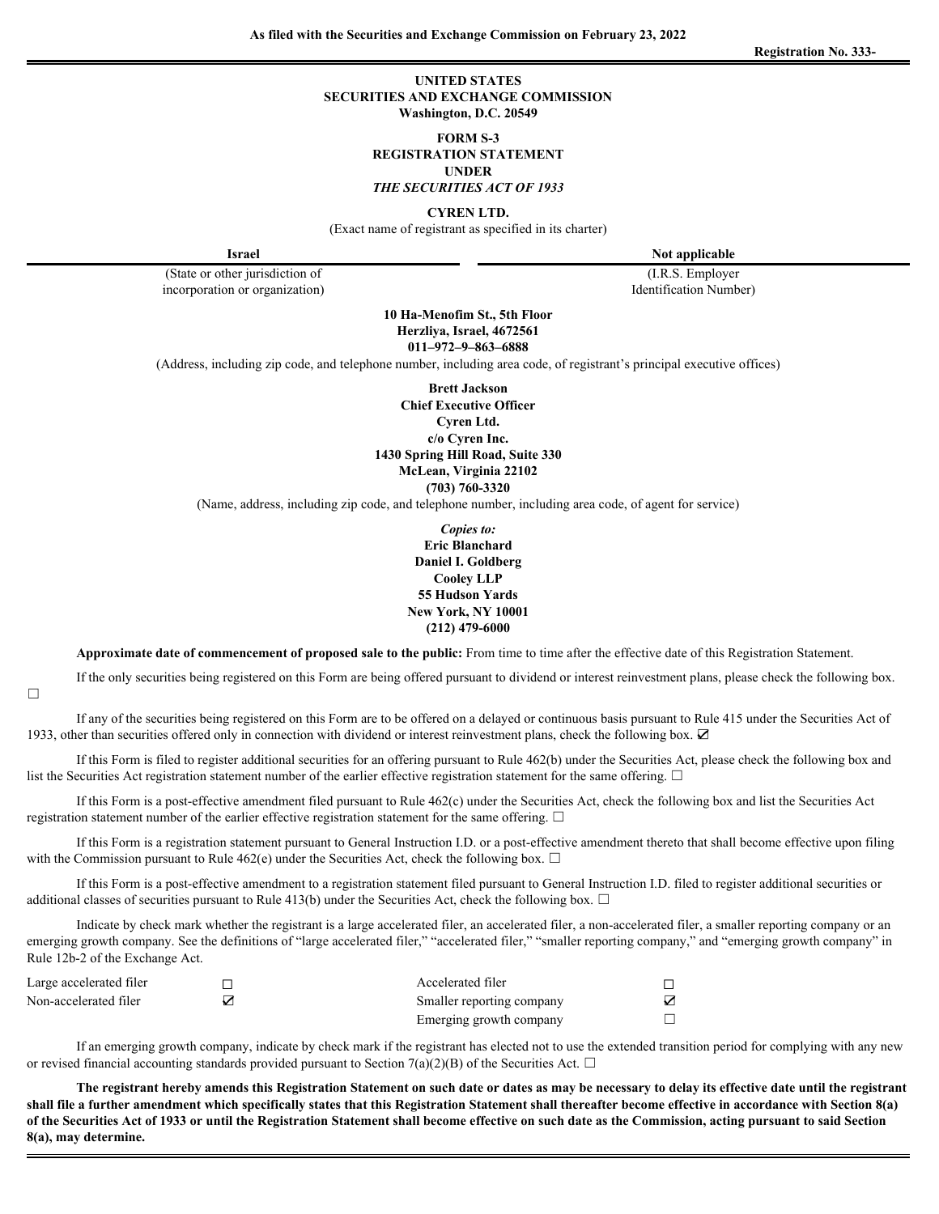**As filed with the Securities and Exchange Commission on February 23, 2022**

**Registration No. 333-**

# UNITED STATES
# SECURITIES AND EXCHANGE COMMISSION
**Washington, D.C. 20549**

## FORM S-3
## REGISTRATION STATEMENT
## UNDER
## *THE SECURITIES ACT OF 1933*

**CYREN LTD.**

(Exact name of registrant as specified in its charter)

| **Israel** | **Not applicable** |
|---|---|
| (State or other jurisdiction of incorporation or organization) | (I.R.S. Employer Identification Number) |

**10 Ha-Menofim St., 5th Floor**
**Herzliya, Israel, 4672561**
**011–972–9–863–6888**

(Address, including zip code, and telephone number, including area code, of registrant's principal executive offices)

**Brett Jackson**
**Chief Executive Officer**
**Cyren Ltd.**
**c/o Cyren Inc.**
**1430 Spring Hill Road, Suite 330**
**McLean, Virginia 22102**
**(703) 760-3320**

(Name, address, including zip code, and telephone number, including area code, of agent for service)

***Copies to:***
**Eric Blanchard**
**Daniel I. Goldberg**
**Cooley LLP**
**55 Hudson Yards**
**New York, NY 10001**
**(212) 479-6000**

**Approximate date of commencement of proposed sale to the public:** From time to time after the effective date of this Registration Statement.

If the only securities being registered on this Form are being offered pursuant to dividend or interest reinvestment plans, please check the following box. ☐

If any of the securities being registered on this Form are to be offered on a delayed or continuous basis pursuant to Rule 415 under the Securities Act of 1933, other than securities offered only in connection with dividend or interest reinvestment plans, check the following box. ☑

If this Form is filed to register additional securities for an offering pursuant to Rule 462(b) under the Securities Act, please check the following box and list the Securities Act registration statement number of the earlier effective registration statement for the same offering. ☐

If this Form is a post-effective amendment filed pursuant to Rule 462(c) under the Securities Act, check the following box and list the Securities Act registration statement number of the earlier effective registration statement for the same offering. ☐

If this Form is a registration statement pursuant to General Instruction I.D. or a post-effective amendment thereto that shall become effective upon filing with the Commission pursuant to Rule 462(e) under the Securities Act, check the following box. ☐

If this Form is a post-effective amendment to a registration statement filed pursuant to General Instruction I.D. filed to register additional securities or additional classes of securities pursuant to Rule 413(b) under the Securities Act, check the following box. ☐

Indicate by check mark whether the registrant is a large accelerated filer, an accelerated filer, a non-accelerated filer, a smaller reporting company or an emerging growth company. See the definitions of "large accelerated filer," "accelerated filer," "smaller reporting company," and "emerging growth company" in Rule 12b-2 of the Exchange Act.

| | | | |
|---|---|---|---|
| Large accelerated filer | ☐ | Accelerated filer | ☐ |
| Non-accelerated filer | ☑ | Smaller reporting company | ☑ |
| | | Emerging growth company | ☐ |

If an emerging growth company, indicate by check mark if the registrant has elected not to use the extended transition period for complying with any new or revised financial accounting standards provided pursuant to Section 7(a)(2)(B) of the Securities Act. ☐

**The registrant hereby amends this Registration Statement on such date or dates as may be necessary to delay its effective date until the registrant shall file a further amendment which specifically states that this Registration Statement shall thereafter become effective in accordance with Section 8(a) of the Securities Act of 1933 or until the Registration Statement shall become effective on such date as the Commission, acting pursuant to said Section 8(a), may determine.**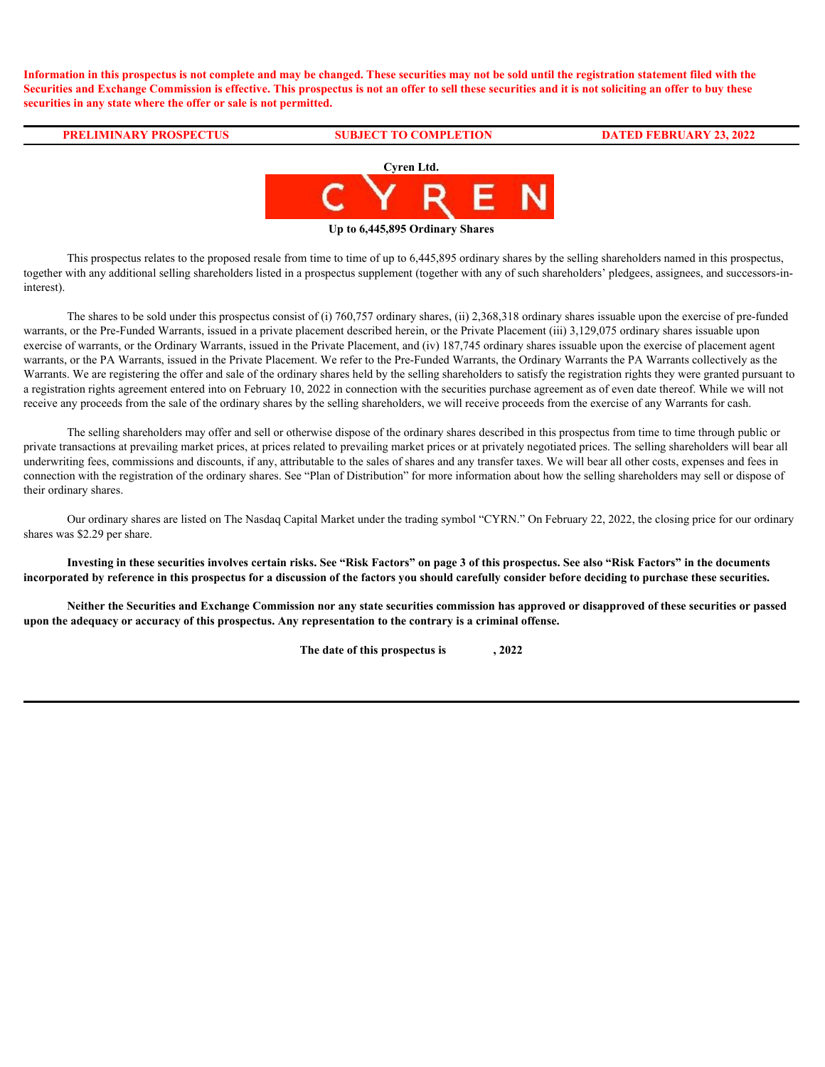**Information in this prospectus is not complete and may be changed. These securities may not be sold until the registration statement filed with the Securities and Exchange Commission is effective. This prospectus is not an offer to sell these securities and it is not soliciting an offer to buy these securities in any state where the offer or sale is not permitted.**

| PRELIMINARY PROSPECTUS | SUBJECT TO COMPLETION | DATED FEBRUARY 23, 2022 |
|---|---|---|

**Cyren Ltd.**

CYREN

**Up to 6,445,895 Ordinary Shares**

This prospectus relates to the proposed resale from time to time of up to 6,445,895 ordinary shares by the selling shareholders named in this prospectus, together with any additional selling shareholders listed in a prospectus supplement (together with any of such shareholders' pledgees, assignees, and successors-in-interest).

The shares to be sold under this prospectus consist of (i) 760,757 ordinary shares, (ii) 2,368,318 ordinary shares issuable upon the exercise of pre-funded warrants, or the Pre-Funded Warrants, issued in a private placement described herein, or the Private Placement (iii) 3,129,075 ordinary shares issuable upon exercise of warrants, or the Ordinary Warrants, issued in the Private Placement, and (iv) 187,745 ordinary shares issuable upon the exercise of placement agent warrants, or the PA Warrants, issued in the Private Placement. We refer to the Pre-Funded Warrants, the Ordinary Warrants the PA Warrants collectively as the Warrants. We are registering the offer and sale of the ordinary shares held by the selling shareholders to satisfy the registration rights they were granted pursuant to a registration rights agreement entered into on February 10, 2022 in connection with the securities purchase agreement as of even date thereof. While we will not receive any proceeds from the sale of the ordinary shares by the selling shareholders, we will receive proceeds from the exercise of any Warrants for cash.

The selling shareholders may offer and sell or otherwise dispose of the ordinary shares described in this prospectus from time to time through public or private transactions at prevailing market prices, at prices related to prevailing market prices or at privately negotiated prices. The selling shareholders will bear all underwriting fees, commissions and discounts, if any, attributable to the sales of shares and any transfer taxes. We will bear all other costs, expenses and fees in connection with the registration of the ordinary shares. See "Plan of Distribution" for more information about how the selling shareholders may sell or dispose of their ordinary shares.

Our ordinary shares are listed on The Nasdaq Capital Market under the trading symbol "CYRN." On February 22, 2022, the closing price for our ordinary shares was $2.29 per share.

**Investing in these securities involves certain risks. See "Risk Factors" on page 3 of this prospectus. See also "Risk Factors" in the documents incorporated by reference in this prospectus for a discussion of the factors you should carefully consider before deciding to purchase these securities.**

**Neither the Securities and Exchange Commission nor any state securities commission has approved or disapproved of these securities or passed upon the adequacy or accuracy of this prospectus. Any representation to the contrary is a criminal offense.**

**The date of this prospectus is , 2022**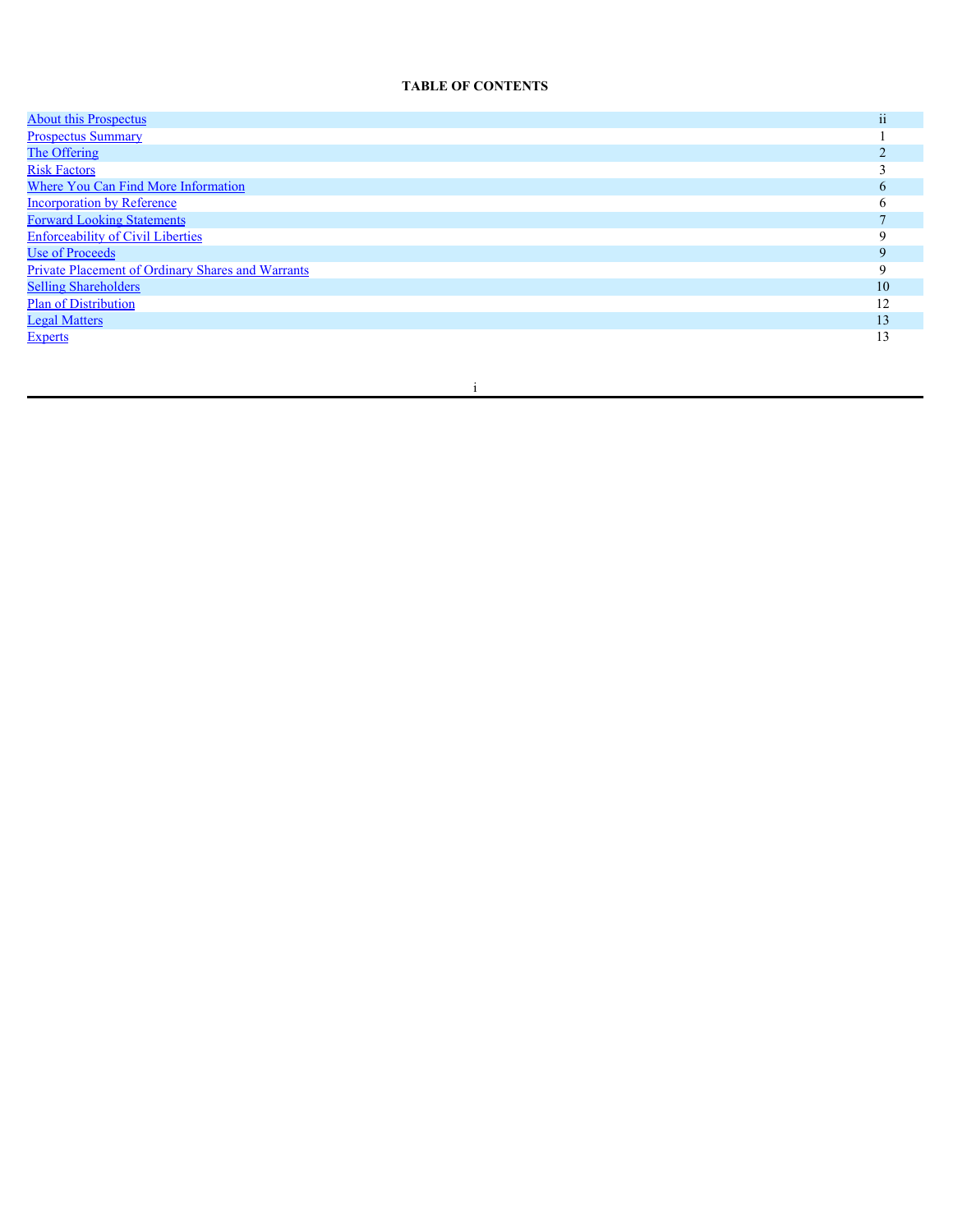**TABLE OF CONTENTS**

| | |
|---|---|
| About this Prospectus | ii |
| Prospectus Summary | 1 |
| The Offering | 2 |
| Risk Factors | 3 |
| Where You Can Find More Information | 6 |
| Incorporation by Reference | 6 |
| Forward Looking Statements | 7 |
| Enforceability of Civil Liberties | 9 |
| Use of Proceeds | 9 |
| Private Placement of Ordinary Shares and Warrants | 9 |
| Selling Shareholders | 10 |
| Plan of Distribution | 12 |
| Legal Matters | 13 |
| Experts | 13 |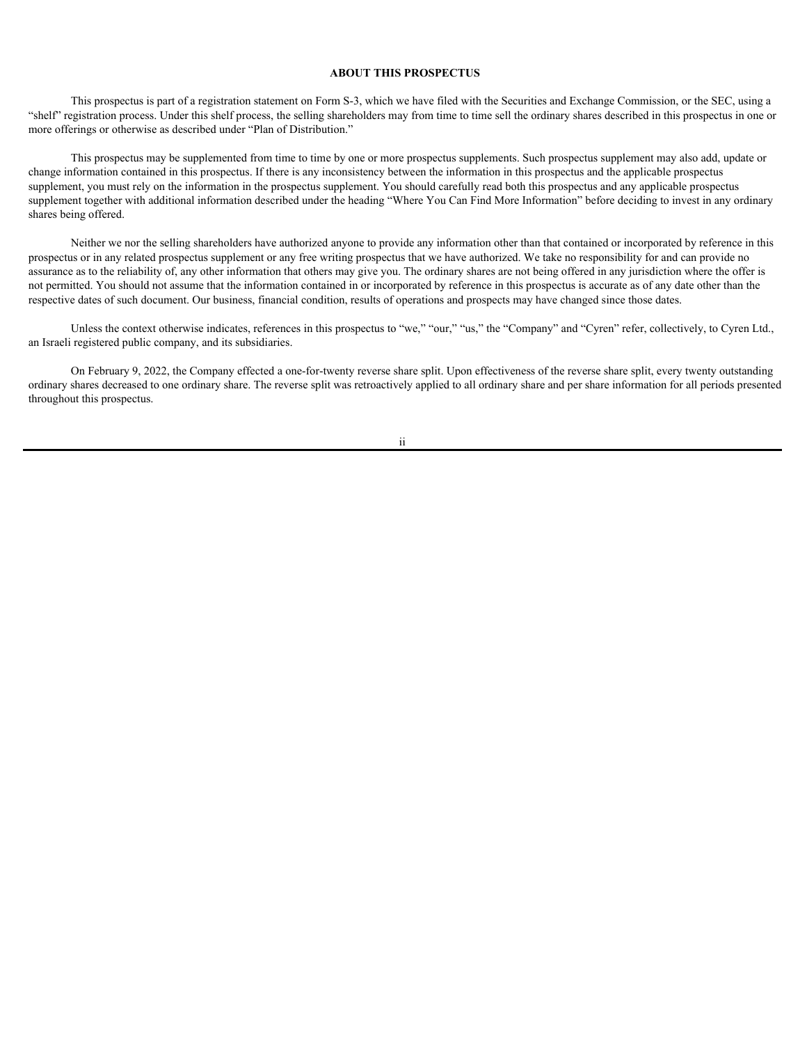# ABOUT THIS PROSPECTUS

This prospectus is part of a registration statement on Form S-3, which we have filed with the Securities and Exchange Commission, or the SEC, using a "shelf" registration process. Under this shelf process, the selling shareholders may from time to time sell the ordinary shares described in this prospectus in one or more offerings or otherwise as described under "Plan of Distribution."

This prospectus may be supplemented from time to time by one or more prospectus supplements. Such prospectus supplement may also add, update or change information contained in this prospectus. If there is any inconsistency between the information in this prospectus and the applicable prospectus supplement, you must rely on the information in the prospectus supplement. You should carefully read both this prospectus and any applicable prospectus supplement together with additional information described under the heading "Where You Can Find More Information" before deciding to invest in any ordinary shares being offered.

Neither we nor the selling shareholders have authorized anyone to provide any information other than that contained or incorporated by reference in this prospectus or in any related prospectus supplement or any free writing prospectus that we have authorized. We take no responsibility for and can provide no assurance as to the reliability of, any other information that others may give you. The ordinary shares are not being offered in any jurisdiction where the offer is not permitted. You should not assume that the information contained in or incorporated by reference in this prospectus is accurate as of any date other than the respective dates of such document. Our business, financial condition, results of operations and prospects may have changed since those dates.

Unless the context otherwise indicates, references in this prospectus to "we," "our," "us," the "Company" and "Cyren" refer, collectively, to Cyren Ltd., an Israeli registered public company, and its subsidiaries.

On February 9, 2022, the Company effected a one-for-twenty reverse share split. Upon effectiveness of the reverse share split, every twenty outstanding ordinary shares decreased to one ordinary share. The reverse split was retroactively applied to all ordinary share and per share information for all periods presented throughout this prospectus.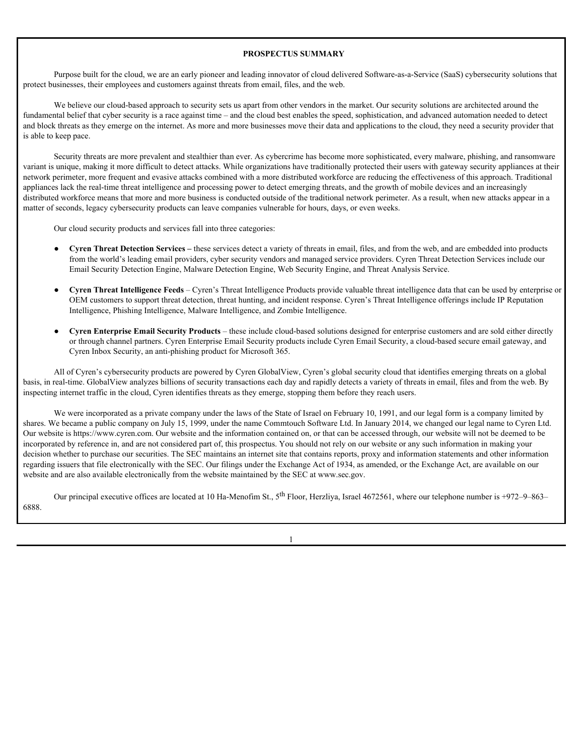## PROSPECTUS SUMMARY

Purpose built for the cloud, we are an early pioneer and leading innovator of cloud delivered Software-as-a-Service (SaaS) cybersecurity solutions that protect businesses, their employees and customers against threats from email, files, and the web.

We believe our cloud-based approach to security sets us apart from other vendors in the market. Our security solutions are architected around the fundamental belief that cyber security is a race against time – and the cloud best enables the speed, sophistication, and advanced automation needed to detect and block threats as they emerge on the internet. As more and more businesses move their data and applications to the cloud, they need a security provider that is able to keep pace.

Security threats are more prevalent and stealthier than ever. As cybercrime has become more sophisticated, every malware, phishing, and ransomware variant is unique, making it more difficult to detect attacks. While organizations have traditionally protected their users with gateway security appliances at their network perimeter, more frequent and evasive attacks combined with a more distributed workforce are reducing the effectiveness of this approach. Traditional appliances lack the real-time threat intelligence and processing power to detect emerging threats, and the growth of mobile devices and an increasingly distributed workforce means that more and more business is conducted outside of the traditional network perimeter. As a result, when new attacks appear in a matter of seconds, legacy cybersecurity products can leave companies vulnerable for hours, days, or even weeks.

Our cloud security products and services fall into three categories:

- **Cyren Threat Detection Services –** these services detect a variety of threats in email, files, and from the web, and are embedded into products from the world's leading email providers, cyber security vendors and managed service providers. Cyren Threat Detection Services include our Email Security Detection Engine, Malware Detection Engine, Web Security Engine, and Threat Analysis Service.
- **Cyren Threat Intelligence Feeds** – Cyren's Threat Intelligence Products provide valuable threat intelligence data that can be used by enterprise or OEM customers to support threat detection, threat hunting, and incident response. Cyren's Threat Intelligence offerings include IP Reputation Intelligence, Phishing Intelligence, Malware Intelligence, and Zombie Intelligence.
- **Cyren Enterprise Email Security Products** – these include cloud-based solutions designed for enterprise customers and are sold either directly or through channel partners. Cyren Enterprise Email Security products include Cyren Email Security, a cloud-based secure email gateway, and Cyren Inbox Security, an anti-phishing product for Microsoft 365.

All of Cyren's cybersecurity products are powered by Cyren GlobalView, Cyren's global security cloud that identifies emerging threats on a global basis, in real-time. GlobalView analyzes billions of security transactions each day and rapidly detects a variety of threats in email, files and from the web. By inspecting internet traffic in the cloud, Cyren identifies threats as they emerge, stopping them before they reach users.

We were incorporated as a private company under the laws of the State of Israel on February 10, 1991, and our legal form is a company limited by shares. We became a public company on July 15, 1999, under the name Commtouch Software Ltd. In January 2014, we changed our legal name to Cyren Ltd. Our website is https://www.cyren.com. Our website and the information contained on, or that can be accessed through, our website will not be deemed to be incorporated by reference in, and are not considered part of, this prospectus. You should not rely on our website or any such information in making your decision whether to purchase our securities. The SEC maintains an internet site that contains reports, proxy and information statements and other information regarding issuers that file electronically with the SEC. Our filings under the Exchange Act of 1934, as amended, or the Exchange Act, are available on our website and are also available electronically from the website maintained by the SEC at www.sec.gov.

Our principal executive offices are located at 10 Ha-Menofim St., 5th Floor, Herzliya, Israel 4672561, where our telephone number is +972–9–863–6888.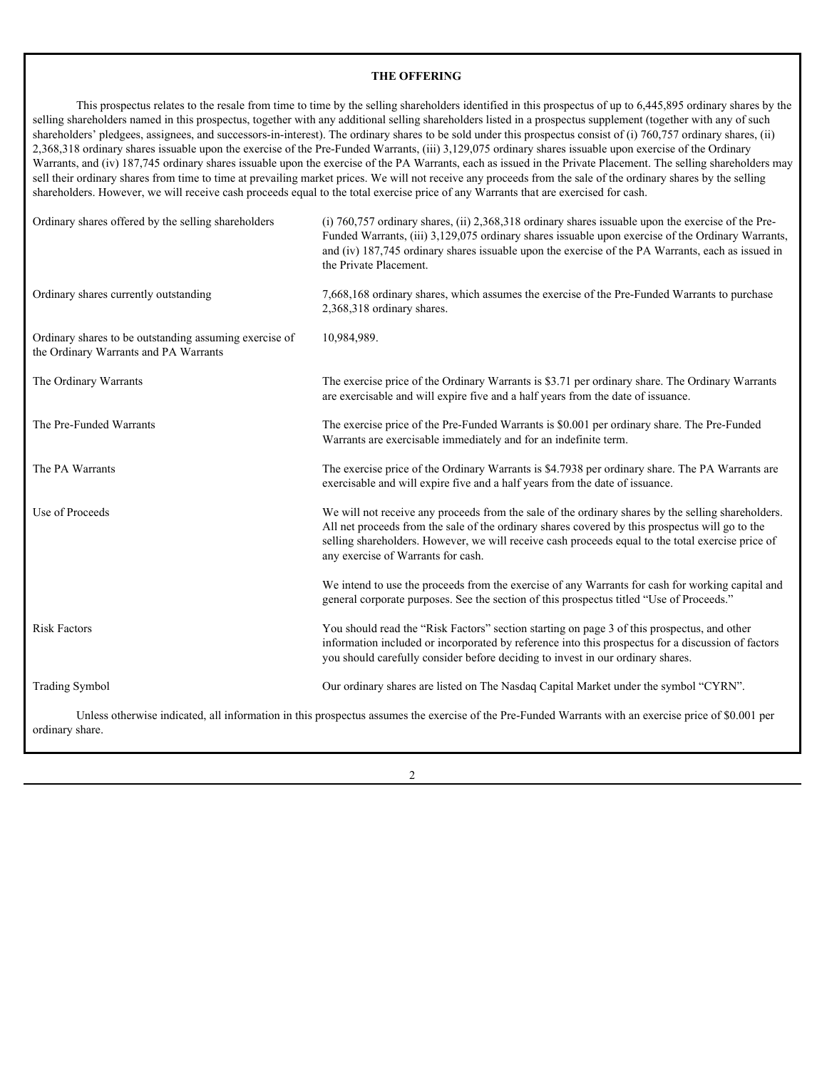## THE OFFERING

This prospectus relates to the resale from time to time by the selling shareholders identified in this prospectus of up to 6,445,895 ordinary shares by the selling shareholders named in this prospectus, together with any additional selling shareholders listed in a prospectus supplement (together with any of such shareholders' pledgees, assignees, and successors-in-interest). The ordinary shares to be sold under this prospectus consist of (i) 760,757 ordinary shares, (ii) 2,368,318 ordinary shares issuable upon the exercise of the Pre-Funded Warrants, (iii) 3,129,075 ordinary shares issuable upon exercise of the Ordinary Warrants, and (iv) 187,745 ordinary shares issuable upon the exercise of the PA Warrants, each as issued in the Private Placement. The selling shareholders may sell their ordinary shares from time to time at prevailing market prices. We will not receive any proceeds from the sale of the ordinary shares by the selling shareholders. However, we will receive cash proceeds equal to the total exercise price of any Warrants that are exercised for cash.

| | |
|---|---|
| Ordinary shares offered by the selling shareholders | (i) 760,757 ordinary shares, (ii) 2,368,318 ordinary shares issuable upon the exercise of the Pre-Funded Warrants, (iii) 3,129,075 ordinary shares issuable upon exercise of the Ordinary Warrants, and (iv) 187,745 ordinary shares issuable upon the exercise of the PA Warrants, each as issued in the Private Placement. |
| Ordinary shares currently outstanding | 7,668,168 ordinary shares, which assumes the exercise of the Pre-Funded Warrants to purchase 2,368,318 ordinary shares. |
| Ordinary shares to be outstanding assuming exercise of the Ordinary Warrants and PA Warrants | 10,984,989. |
| The Ordinary Warrants | The exercise price of the Ordinary Warrants is $3.71 per ordinary share. The Ordinary Warrants are exercisable and will expire five and a half years from the date of issuance. |
| The Pre-Funded Warrants | The exercise price of the Pre-Funded Warrants is $0.001 per ordinary share. The Pre-Funded Warrants are exercisable immediately and for an indefinite term. |
| The PA Warrants | The exercise price of the Ordinary Warrants is $4.7938 per ordinary share. The PA Warrants are exercisable and will expire five and a half years from the date of issuance. |
| Use of Proceeds | We will not receive any proceeds from the sale of the ordinary shares by the selling shareholders. All net proceeds from the sale of the ordinary shares covered by this prospectus will go to the selling shareholders. However, we will receive cash proceeds equal to the total exercise price of any exercise of Warrants for cash.<br><br>We intend to use the proceeds from the exercise of any Warrants for cash for working capital and general corporate purposes. See the section of this prospectus titled "Use of Proceeds." |
| Risk Factors | You should read the "Risk Factors" section starting on page 3 of this prospectus, and other information included or incorporated by reference into this prospectus for a discussion of factors you should carefully consider before deciding to invest in our ordinary shares. |
| Trading Symbol | Our ordinary shares are listed on The Nasdaq Capital Market under the symbol "CYRN". |

Unless otherwise indicated, all information in this prospectus assumes the exercise of the Pre-Funded Warrants with an exercise price of $0.001 per ordinary share.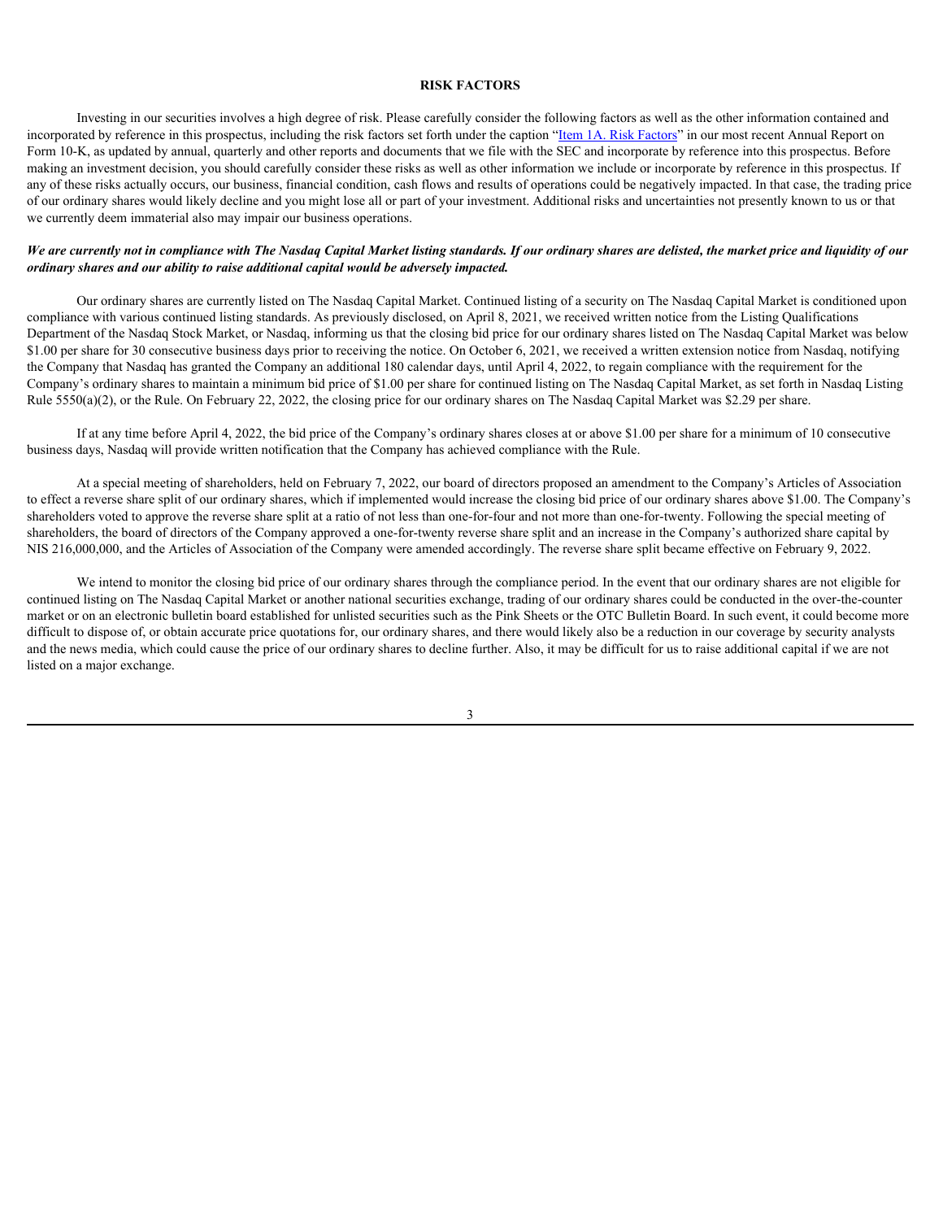# RISK FACTORS

Investing in our securities involves a high degree of risk. Please carefully consider the following factors as well as the other information contained and incorporated by reference in this prospectus, including the risk factors set forth under the caption "Item 1A. Risk Factors" in our most recent Annual Report on Form 10-K, as updated by annual, quarterly and other reports and documents that we file with the SEC and incorporate by reference into this prospectus. Before making an investment decision, you should carefully consider these risks as well as other information we include or incorporate by reference in this prospectus. If any of these risks actually occurs, our business, financial condition, cash flows and results of operations could be negatively impacted. In that case, the trading price of our ordinary shares would likely decline and you might lose all or part of your investment. Additional risks and uncertainties not presently known to us or that we currently deem immaterial also may impair our business operations.

***We are currently not in compliance with The Nasdaq Capital Market listing standards. If our ordinary shares are delisted, the market price and liquidity of our ordinary shares and our ability to raise additional capital would be adversely impacted.***

Our ordinary shares are currently listed on The Nasdaq Capital Market. Continued listing of a security on The Nasdaq Capital Market is conditioned upon compliance with various continued listing standards. As previously disclosed, on April 8, 2021, we received written notice from the Listing Qualifications Department of the Nasdaq Stock Market, or Nasdaq, informing us that the closing bid price for our ordinary shares listed on The Nasdaq Capital Market was below $1.00 per share for 30 consecutive business days prior to receiving the notice. On October 6, 2021, we received a written extension notice from Nasdaq, notifying the Company that Nasdaq has granted the Company an additional 180 calendar days, until April 4, 2022, to regain compliance with the requirement for the Company's ordinary shares to maintain a minimum bid price of $1.00 per share for continued listing on The Nasdaq Capital Market, as set forth in Nasdaq Listing Rule 5550(a)(2), or the Rule. On February 22, 2022, the closing price for our ordinary shares on The Nasdaq Capital Market was $2.29 per share.

If at any time before April 4, 2022, the bid price of the Company's ordinary shares closes at or above $1.00 per share for a minimum of 10 consecutive business days, Nasdaq will provide written notification that the Company has achieved compliance with the Rule.

At a special meeting of shareholders, held on February 7, 2022, our board of directors proposed an amendment to the Company's Articles of Association to effect a reverse share split of our ordinary shares, which if implemented would increase the closing bid price of our ordinary shares above $1.00. The Company's shareholders voted to approve the reverse share split at a ratio of not less than one-for-four and not more than one-for-twenty. Following the special meeting of shareholders, the board of directors of the Company approved a one-for-twenty reverse share split and an increase in the Company's authorized share capital by NIS 216,000,000, and the Articles of Association of the Company were amended accordingly. The reverse share split became effective on February 9, 2022.

We intend to monitor the closing bid price of our ordinary shares through the compliance period. In the event that our ordinary shares are not eligible for continued listing on The Nasdaq Capital Market or another national securities exchange, trading of our ordinary shares could be conducted in the over-the-counter market or on an electronic bulletin board established for unlisted securities such as the Pink Sheets or the OTC Bulletin Board. In such event, it could become more difficult to dispose of, or obtain accurate price quotations for, our ordinary shares, and there would likely also be a reduction in our coverage by security analysts and the news media, which could cause the price of our ordinary shares to decline further. Also, it may be difficult for us to raise additional capital if we are not listed on a major exchange.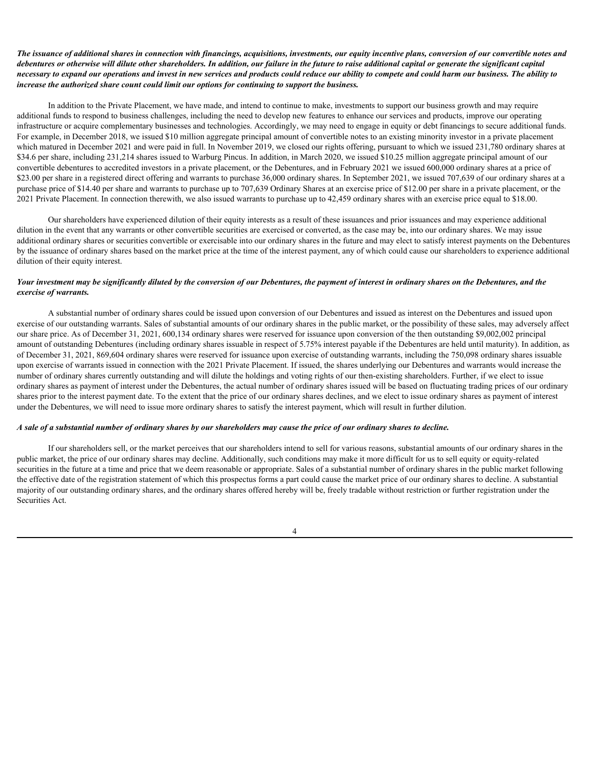***The issuance of additional shares in connection with financings, acquisitions, investments, our equity incentive plans, conversion of our convertible notes and debentures or otherwise will dilute other shareholders. In addition, our failure in the future to raise additional capital or generate the significant capital necessary to expand our operations and invest in new services and products could reduce our ability to compete and could harm our business. The ability to increase the authorized share count could limit our options for continuing to support the business.***

In addition to the Private Placement, we have made, and intend to continue to make, investments to support our business growth and may require additional funds to respond to business challenges, including the need to develop new features to enhance our services and products, improve our operating infrastructure or acquire complementary businesses and technologies. Accordingly, we may need to engage in equity or debt financings to secure additional funds. For example, in December 2018, we issued $10 million aggregate principal amount of convertible notes to an existing minority investor in a private placement which matured in December 2021 and were paid in full. In November 2019, we closed our rights offering, pursuant to which we issued 231,780 ordinary shares at $34.6 per share, including 231,214 shares issued to Warburg Pincus. In addition, in March 2020, we issued $10.25 million aggregate principal amount of our convertible debentures to accredited investors in a private placement, or the Debentures, and in February 2021 we issued 600,000 ordinary shares at a price of $23.00 per share in a registered direct offering and warrants to purchase 36,000 ordinary shares. In September 2021, we issued 707,639 of our ordinary shares at a purchase price of $14.40 per share and warrants to purchase up to 707,639 Ordinary Shares at an exercise price of $12.00 per share in a private placement, or the 2021 Private Placement. In connection therewith, we also issued warrants to purchase up to 42,459 ordinary shares with an exercise price equal to $18.00.

Our shareholders have experienced dilution of their equity interests as a result of these issuances and prior issuances and may experience additional dilution in the event that any warrants or other convertible securities are exercised or converted, as the case may be, into our ordinary shares. We may issue additional ordinary shares or securities convertible or exercisable into our ordinary shares in the future and may elect to satisfy interest payments on the Debentures by the issuance of ordinary shares based on the market price at the time of the interest payment, any of which could cause our shareholders to experience additional dilution of their equity interest.

***Your investment may be significantly diluted by the conversion of our Debentures, the payment of interest in ordinary shares on the Debentures, and the exercise of warrants.***

A substantial number of ordinary shares could be issued upon conversion of our Debentures and issued as interest on the Debentures and issued upon exercise of our outstanding warrants. Sales of substantial amounts of our ordinary shares in the public market, or the possibility of these sales, may adversely affect our share price. As of December 31, 2021, 600,134 ordinary shares were reserved for issuance upon conversion of the then outstanding $9,002,002 principal amount of outstanding Debentures (including ordinary shares issuable in respect of 5.75% interest payable if the Debentures are held until maturity). In addition, as of December 31, 2021, 869,604 ordinary shares were reserved for issuance upon exercise of outstanding warrants, including the 750,098 ordinary shares issuable upon exercise of warrants issued in connection with the 2021 Private Placement. If issued, the shares underlying our Debentures and warrants would increase the number of ordinary shares currently outstanding and will dilute the holdings and voting rights of our then-existing shareholders. Further, if we elect to issue ordinary shares as payment of interest under the Debentures, the actual number of ordinary shares issued will be based on fluctuating trading prices of our ordinary shares prior to the interest payment date. To the extent that the price of our ordinary shares declines, and we elect to issue ordinary shares as payment of interest under the Debentures, we will need to issue more ordinary shares to satisfy the interest payment, which will result in further dilution.

***A sale of a substantial number of ordinary shares by our shareholders may cause the price of our ordinary shares to decline.***

If our shareholders sell, or the market perceives that our shareholders intend to sell for various reasons, substantial amounts of our ordinary shares in the public market, the price of our ordinary shares may decline. Additionally, such conditions may make it more difficult for us to sell equity or equity-related securities in the future at a time and price that we deem reasonable or appropriate. Sales of a substantial number of ordinary shares in the public market following the effective date of the registration statement of which this prospectus forms a part could cause the market price of our ordinary shares to decline. A substantial majority of our outstanding ordinary shares, and the ordinary shares offered hereby will be, freely tradable without restriction or further registration under the Securities Act.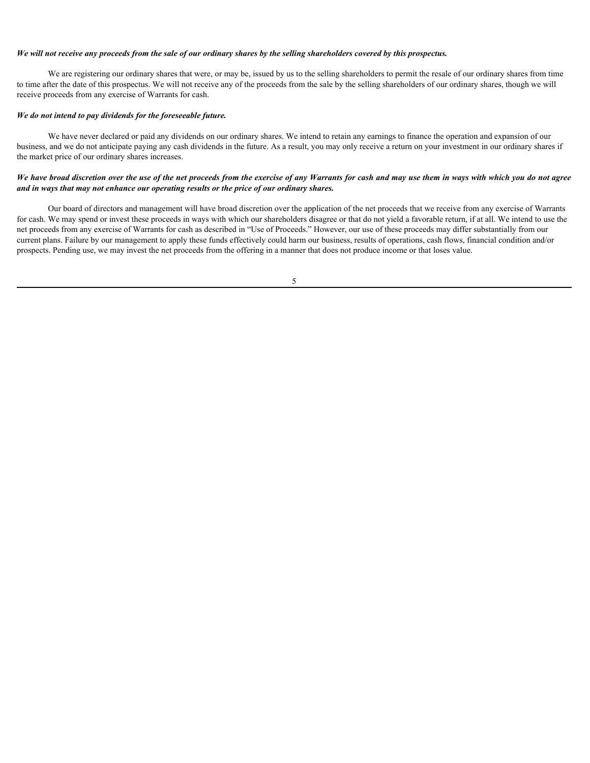***We will not receive any proceeds from the sale of our ordinary shares by the selling shareholders covered by this prospectus.***

We are registering our ordinary shares that were, or may be, issued by us to the selling shareholders to permit the resale of our ordinary shares from time to time after the date of this prospectus. We will not receive any of the proceeds from the sale by the selling shareholders of our ordinary shares, though we will receive proceeds from any exercise of Warrants for cash.

***We do not intend to pay dividends for the foreseeable future.***

We have never declared or paid any dividends on our ordinary shares. We intend to retain any earnings to finance the operation and expansion of our business, and we do not anticipate paying any cash dividends in the future. As a result, you may only receive a return on your investment in our ordinary shares if the market price of our ordinary shares increases.

***We have broad discretion over the use of the net proceeds from the exercise of any Warrants for cash and may use them in ways with which you do not agree and in ways that may not enhance our operating results or the price of our ordinary shares.***

Our board of directors and management will have broad discretion over the application of the net proceeds that we receive from any exercise of Warrants for cash. We may spend or invest these proceeds in ways with which our shareholders disagree or that do not yield a favorable return, if at all. We intend to use the net proceeds from any exercise of Warrants for cash as described in "Use of Proceeds." However, our use of these proceeds may differ substantially from our current plans. Failure by our management to apply these funds effectively could harm our business, results of operations, cash flows, financial condition and/or prospects. Pending use, we may invest the net proceeds from the offering in a manner that does not produce income or that loses value.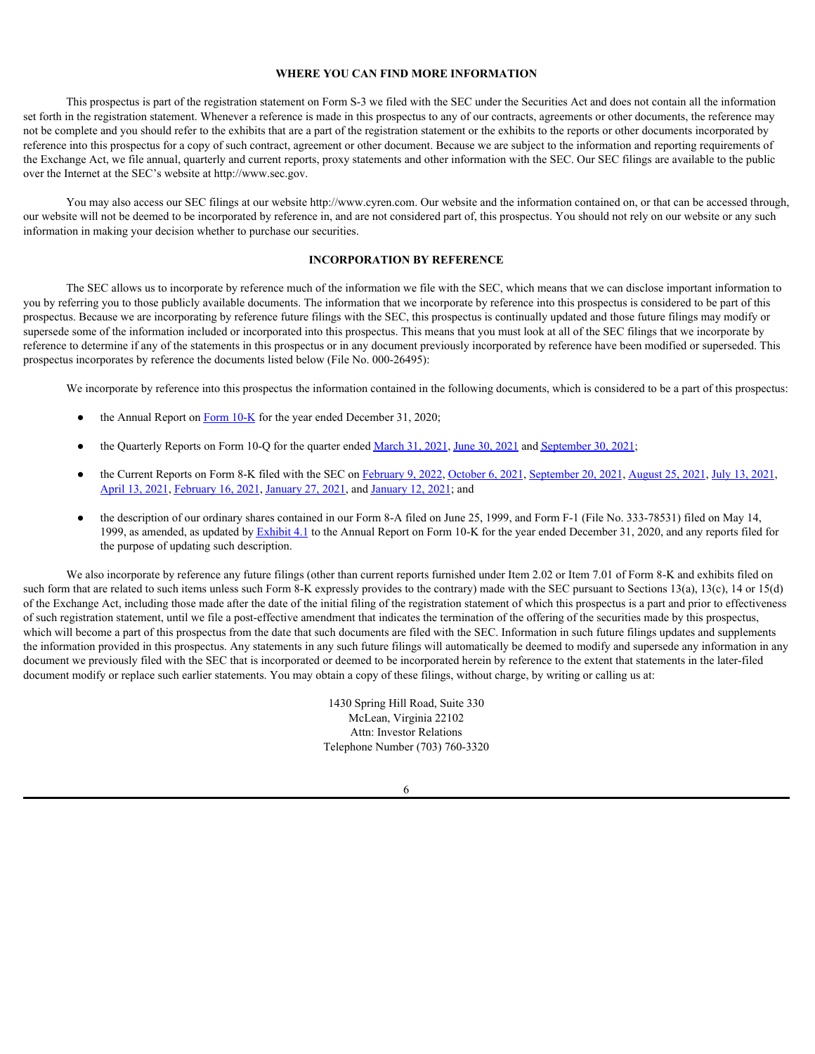## WHERE YOU CAN FIND MORE INFORMATION

This prospectus is part of the registration statement on Form S-3 we filed with the SEC under the Securities Act and does not contain all the information set forth in the registration statement. Whenever a reference is made in this prospectus to any of our contracts, agreements or other documents, the reference may not be complete and you should refer to the exhibits that are a part of the registration statement or the exhibits to the reports or other documents incorporated by reference into this prospectus for a copy of such contract, agreement or other document. Because we are subject to the information and reporting requirements of the Exchange Act, we file annual, quarterly and current reports, proxy statements and other information with the SEC. Our SEC filings are available to the public over the Internet at the SEC's website at http://www.sec.gov.

You may also access our SEC filings at our website http://www.cyren.com. Our website and the information contained on, or that can be accessed through, our website will not be deemed to be incorporated by reference in, and are not considered part of, this prospectus. You should not rely on our website or any such information in making your decision whether to purchase our securities.

## INCORPORATION BY REFERENCE

The SEC allows us to incorporate by reference much of the information we file with the SEC, which means that we can disclose important information to you by referring you to those publicly available documents. The information that we incorporate by reference into this prospectus is considered to be part of this prospectus. Because we are incorporating by reference future filings with the SEC, this prospectus is continually updated and those future filings may modify or supersede some of the information included or incorporated into this prospectus. This means that you must look at all of the SEC filings that we incorporate by reference to determine if any of the statements in this prospectus or in any document previously incorporated by reference have been modified or superseded. This prospectus incorporates by reference the documents listed below (File No. 000-26495):

We incorporate by reference into this prospectus the information contained in the following documents, which is considered to be a part of this prospectus:

- the Annual Report on Form 10-K for the year ended December 31, 2020;
- the Quarterly Reports on Form 10-Q for the quarter ended March 31, 2021, June 30, 2021 and September 30, 2021;
- the Current Reports on Form 8-K filed with the SEC on February 9, 2022, October 6, 2021, September 20, 2021, August 25, 2021, July 13, 2021, April 13, 2021, February 16, 2021, January 27, 2021, and January 12, 2021; and
- the description of our ordinary shares contained in our Form 8-A filed on June 25, 1999, and Form F-1 (File No. 333-78531) filed on May 14, 1999, as amended, as updated by Exhibit 4.1 to the Annual Report on Form 10-K for the year ended December 31, 2020, and any reports filed for the purpose of updating such description.

We also incorporate by reference any future filings (other than current reports furnished under Item 2.02 or Item 7.01 of Form 8-K and exhibits filed on such form that are related to such items unless such Form 8-K expressly provides to the contrary) made with the SEC pursuant to Sections 13(a), 13(c), 14 or 15(d) of the Exchange Act, including those made after the date of the initial filing of the registration statement of which this prospectus is a part and prior to effectiveness of such registration statement, until we file a post-effective amendment that indicates the termination of the offering of the securities made by this prospectus, which will become a part of this prospectus from the date that such documents are filed with the SEC. Information in such future filings updates and supplements the information provided in this prospectus. Any statements in any such future filings will automatically be deemed to modify and supersede any information in any document we previously filed with the SEC that is incorporated or deemed to be incorporated herein by reference to the extent that statements in the later-filed document modify or replace such earlier statements. You may obtain a copy of these filings, without charge, by writing or calling us at:

1430 Spring Hill Road, Suite 330
McLean, Virginia 22102
Attn: Investor Relations
Telephone Number (703) 760-3320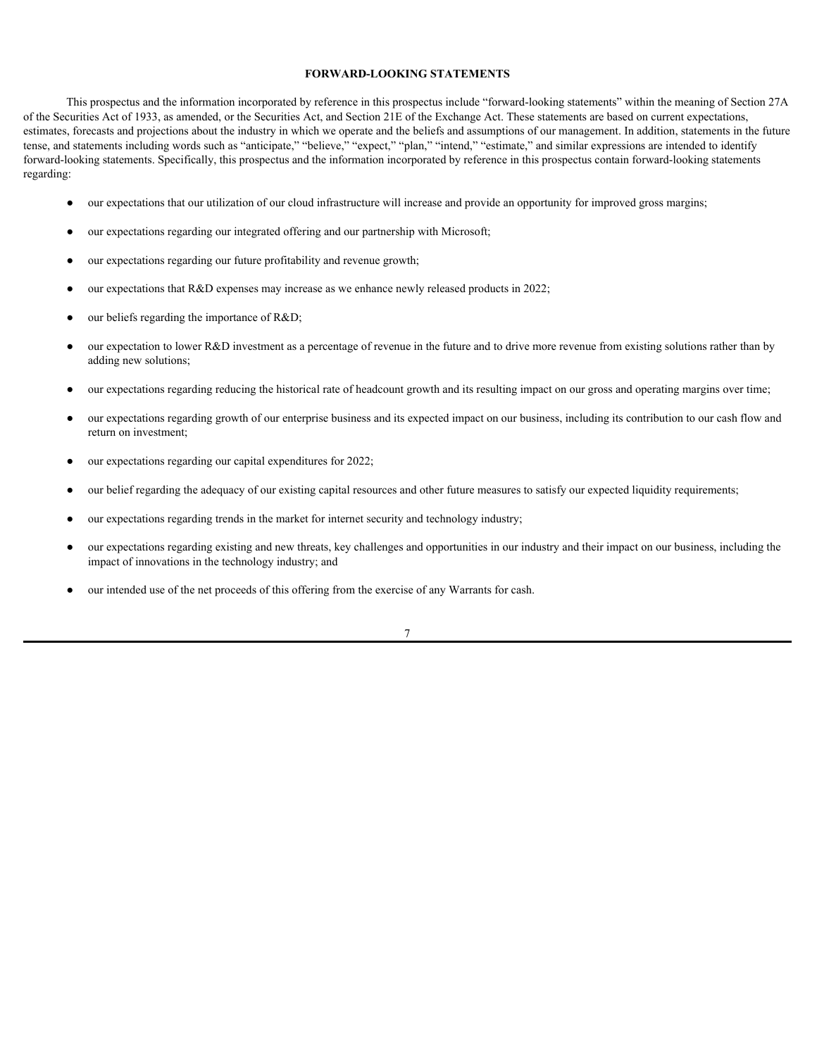## FORWARD-LOOKING STATEMENTS

This prospectus and the information incorporated by reference in this prospectus include "forward-looking statements" within the meaning of Section 27A of the Securities Act of 1933, as amended, or the Securities Act, and Section 21E of the Exchange Act. These statements are based on current expectations, estimates, forecasts and projections about the industry in which we operate and the beliefs and assumptions of our management. In addition, statements in the future tense, and statements including words such as "anticipate," "believe," "expect," "plan," "intend," "estimate," and similar expressions are intended to identify forward-looking statements. Specifically, this prospectus and the information incorporated by reference in this prospectus contain forward-looking statements regarding:

- our expectations that our utilization of our cloud infrastructure will increase and provide an opportunity for improved gross margins;
- our expectations regarding our integrated offering and our partnership with Microsoft;
- our expectations regarding our future profitability and revenue growth;
- our expectations that R&D expenses may increase as we enhance newly released products in 2022;
- our beliefs regarding the importance of R&D;
- our expectation to lower R&D investment as a percentage of revenue in the future and to drive more revenue from existing solutions rather than by adding new solutions;
- our expectations regarding reducing the historical rate of headcount growth and its resulting impact on our gross and operating margins over time;
- our expectations regarding growth of our enterprise business and its expected impact on our business, including its contribution to our cash flow and return on investment;
- our expectations regarding our capital expenditures for 2022;
- our belief regarding the adequacy of our existing capital resources and other future measures to satisfy our expected liquidity requirements;
- our expectations regarding trends in the market for internet security and technology industry;
- our expectations regarding existing and new threats, key challenges and opportunities in our industry and their impact on our business, including the impact of innovations in the technology industry; and
- our intended use of the net proceeds of this offering from the exercise of any Warrants for cash.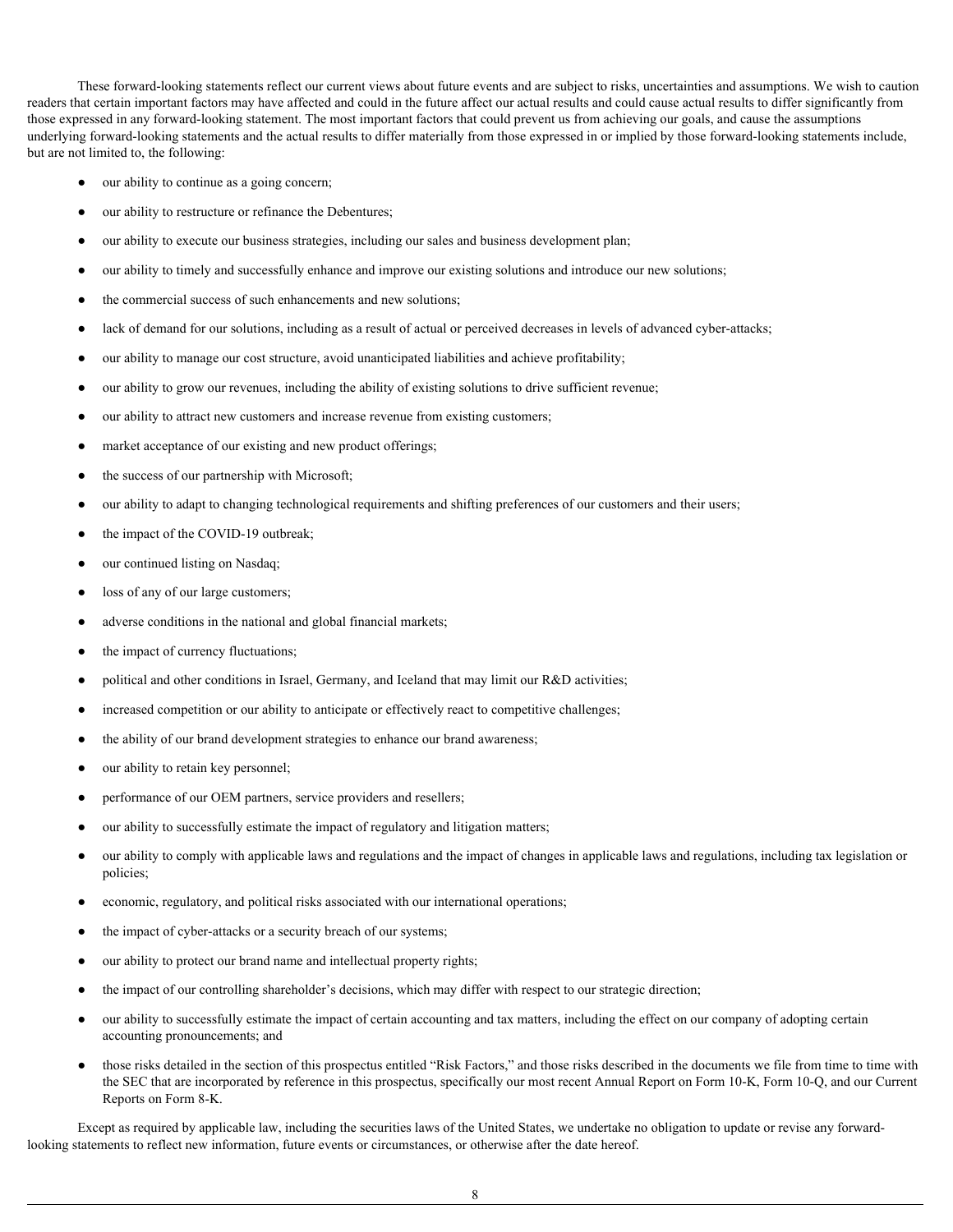These forward-looking statements reflect our current views about future events and are subject to risks, uncertainties and assumptions. We wish to caution readers that certain important factors may have affected and could in the future affect our actual results and could cause actual results to differ significantly from those expressed in any forward-looking statement. The most important factors that could prevent us from achieving our goals, and cause the assumptions underlying forward-looking statements and the actual results to differ materially from those expressed in or implied by those forward-looking statements include, but are not limited to, the following:

- our ability to continue as a going concern;
- our ability to restructure or refinance the Debentures;
- our ability to execute our business strategies, including our sales and business development plan;
- our ability to timely and successfully enhance and improve our existing solutions and introduce our new solutions;
- the commercial success of such enhancements and new solutions;
- lack of demand for our solutions, including as a result of actual or perceived decreases in levels of advanced cyber-attacks;
- our ability to manage our cost structure, avoid unanticipated liabilities and achieve profitability;
- our ability to grow our revenues, including the ability of existing solutions to drive sufficient revenue;
- our ability to attract new customers and increase revenue from existing customers;
- market acceptance of our existing and new product offerings;
- the success of our partnership with Microsoft;
- our ability to adapt to changing technological requirements and shifting preferences of our customers and their users;
- the impact of the COVID-19 outbreak;
- our continued listing on Nasdaq;
- loss of any of our large customers;
- adverse conditions in the national and global financial markets;
- the impact of currency fluctuations;
- political and other conditions in Israel, Germany, and Iceland that may limit our R&D activities;
- increased competition or our ability to anticipate or effectively react to competitive challenges;
- the ability of our brand development strategies to enhance our brand awareness;
- our ability to retain key personnel;
- performance of our OEM partners, service providers and resellers;
- our ability to successfully estimate the impact of regulatory and litigation matters;
- our ability to comply with applicable laws and regulations and the impact of changes in applicable laws and regulations, including tax legislation or policies;
- economic, regulatory, and political risks associated with our international operations;
- the impact of cyber-attacks or a security breach of our systems;
- our ability to protect our brand name and intellectual property rights;
- the impact of our controlling shareholder's decisions, which may differ with respect to our strategic direction;
- our ability to successfully estimate the impact of certain accounting and tax matters, including the effect on our company of adopting certain accounting pronouncements; and
- those risks detailed in the section of this prospectus entitled "Risk Factors," and those risks described in the documents we file from time to time with the SEC that are incorporated by reference in this prospectus, specifically our most recent Annual Report on Form 10-K, Form 10-Q, and our Current Reports on Form 8-K.

Except as required by applicable law, including the securities laws of the United States, we undertake no obligation to update or revise any forward-looking statements to reflect new information, future events or circumstances, or otherwise after the date hereof.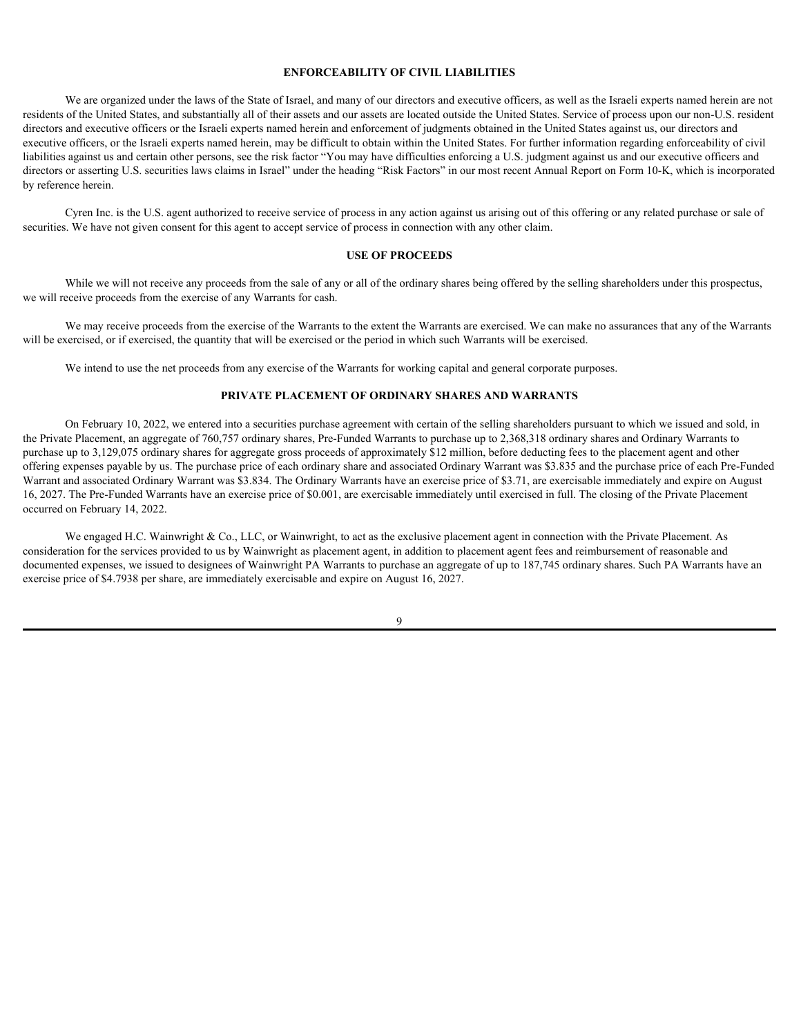## ENFORCEABILITY OF CIVIL LIABILITIES

We are organized under the laws of the State of Israel, and many of our directors and executive officers, as well as the Israeli experts named herein are not residents of the United States, and substantially all of their assets and our assets are located outside the United States. Service of process upon our non-U.S. resident directors and executive officers or the Israeli experts named herein and enforcement of judgments obtained in the United States against us, our directors and executive officers, or the Israeli experts named herein, may be difficult to obtain within the United States. For further information regarding enforceability of civil liabilities against us and certain other persons, see the risk factor "You may have difficulties enforcing a U.S. judgment against us and our executive officers and directors or asserting U.S. securities laws claims in Israel" under the heading "Risk Factors" in our most recent Annual Report on Form 10-K, which is incorporated by reference herein.

Cyren Inc. is the U.S. agent authorized to receive service of process in any action against us arising out of this offering or any related purchase or sale of securities. We have not given consent for this agent to accept service of process in connection with any other claim.

## USE OF PROCEEDS

While we will not receive any proceeds from the sale of any or all of the ordinary shares being offered by the selling shareholders under this prospectus, we will receive proceeds from the exercise of any Warrants for cash.

We may receive proceeds from the exercise of the Warrants to the extent the Warrants are exercised. We can make no assurances that any of the Warrants will be exercised, or if exercised, the quantity that will be exercised or the period in which such Warrants will be exercised.

We intend to use the net proceeds from any exercise of the Warrants for working capital and general corporate purposes.

## PRIVATE PLACEMENT OF ORDINARY SHARES AND WARRANTS

On February 10, 2022, we entered into a securities purchase agreement with certain of the selling shareholders pursuant to which we issued and sold, in the Private Placement, an aggregate of 760,757 ordinary shares, Pre-Funded Warrants to purchase up to 2,368,318 ordinary shares and Ordinary Warrants to purchase up to 3,129,075 ordinary shares for aggregate gross proceeds of approximately $12 million, before deducting fees to the placement agent and other offering expenses payable by us. The purchase price of each ordinary share and associated Ordinary Warrant was $3.835 and the purchase price of each Pre-Funded Warrant and associated Ordinary Warrant was $3.834. The Ordinary Warrants have an exercise price of $3.71, are exercisable immediately and expire on August 16, 2027. The Pre-Funded Warrants have an exercise price of $0.001, are exercisable immediately until exercised in full. The closing of the Private Placement occurred on February 14, 2022.

We engaged H.C. Wainwright & Co., LLC, or Wainwright, to act as the exclusive placement agent in connection with the Private Placement. As consideration for the services provided to us by Wainwright as placement agent, in addition to placement agent fees and reimbursement of reasonable and documented expenses, we issued to designees of Wainwright PA Warrants to purchase an aggregate of up to 187,745 ordinary shares. Such PA Warrants have an exercise price of $4.7938 per share, are immediately exercisable and expire on August 16, 2027.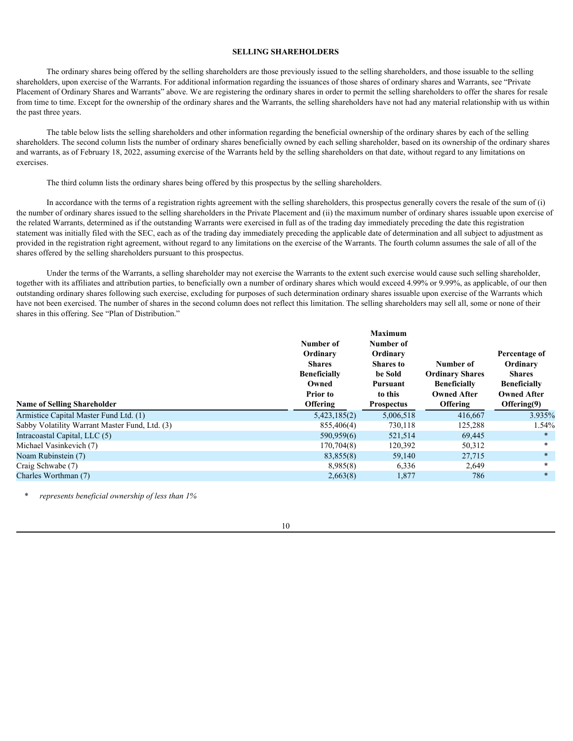## SELLING SHAREHOLDERS

The ordinary shares being offered by the selling shareholders are those previously issued to the selling shareholders, and those issuable to the selling shareholders, upon exercise of the Warrants. For additional information regarding the issuances of those shares of ordinary shares and Warrants, see "Private Placement of Ordinary Shares and Warrants" above. We are registering the ordinary shares in order to permit the selling shareholders to offer the shares for resale from time to time. Except for the ownership of the ordinary shares and the Warrants, the selling shareholders have not had any material relationship with us within the past three years.

The table below lists the selling shareholders and other information regarding the beneficial ownership of the ordinary shares by each of the selling shareholders. The second column lists the number of ordinary shares beneficially owned by each selling shareholder, based on its ownership of the ordinary shares and warrants, as of February 18, 2022, assuming exercise of the Warrants held by the selling shareholders on that date, without regard to any limitations on exercises.

The third column lists the ordinary shares being offered by this prospectus by the selling shareholders.

In accordance with the terms of a registration rights agreement with the selling shareholders, this prospectus generally covers the resale of the sum of (i) the number of ordinary shares issued to the selling shareholders in the Private Placement and (ii) the maximum number of ordinary shares issuable upon exercise of the related Warrants, determined as if the outstanding Warrants were exercised in full as of the trading day immediately preceding the date this registration statement was initially filed with the SEC, each as of the trading day immediately preceding the applicable date of determination and all subject to adjustment as provided in the registration right agreement, without regard to any limitations on the exercise of the Warrants. The fourth column assumes the sale of all of the shares offered by the selling shareholders pursuant to this prospectus.

Under the terms of the Warrants, a selling shareholder may not exercise the Warrants to the extent such exercise would cause such selling shareholder, together with its affiliates and attribution parties, to beneficially own a number of ordinary shares which would exceed 4.99% or 9.99%, as applicable, of our then outstanding ordinary shares following such exercise, excluding for purposes of such determination ordinary shares issuable upon exercise of the Warrants which have not been exercised. The number of shares in the second column does not reflect this limitation. The selling shareholders may sell all, some or none of their shares in this offering. See "Plan of Distribution."

| Name of Selling Shareholder | Number of Ordinary Shares Beneficially Owned Prior to Offering | Maximum Number of Ordinary Shares to be Sold Pursuant to this Prospectus | Number of Ordinary Shares Beneficially Owned After Offering | Percentage of Ordinary Shares Beneficially Owned After Offering(9) |
|---|---|---|---|---|
| Armistice Capital Master Fund Ltd. (1) | 5,423,185(2) | 5,006,518 | 416,667 | 3.935% |
| Sabby Volatility Warrant Master Fund, Ltd. (3) | 855,406(4) | 730,118 | 125,288 | 1.54% |
| Intracoastal Capital, LLC (5) | 590,959(6) | 521,514 | 69,445 | * |
| Michael Vasinkevich (7) | 170,704(8) | 120,392 | 50,312 | * |
| Noam Rubinstein (7) | 83,855(8) | 59,140 | 27,715 | * |
| Craig Schwabe (7) | 8,985(8) | 6,336 | 2,649 | * |
| Charles Worthman (7) | 2,663(8) | 1,877 | 786 | * |

\* *represents beneficial ownership of less than 1%*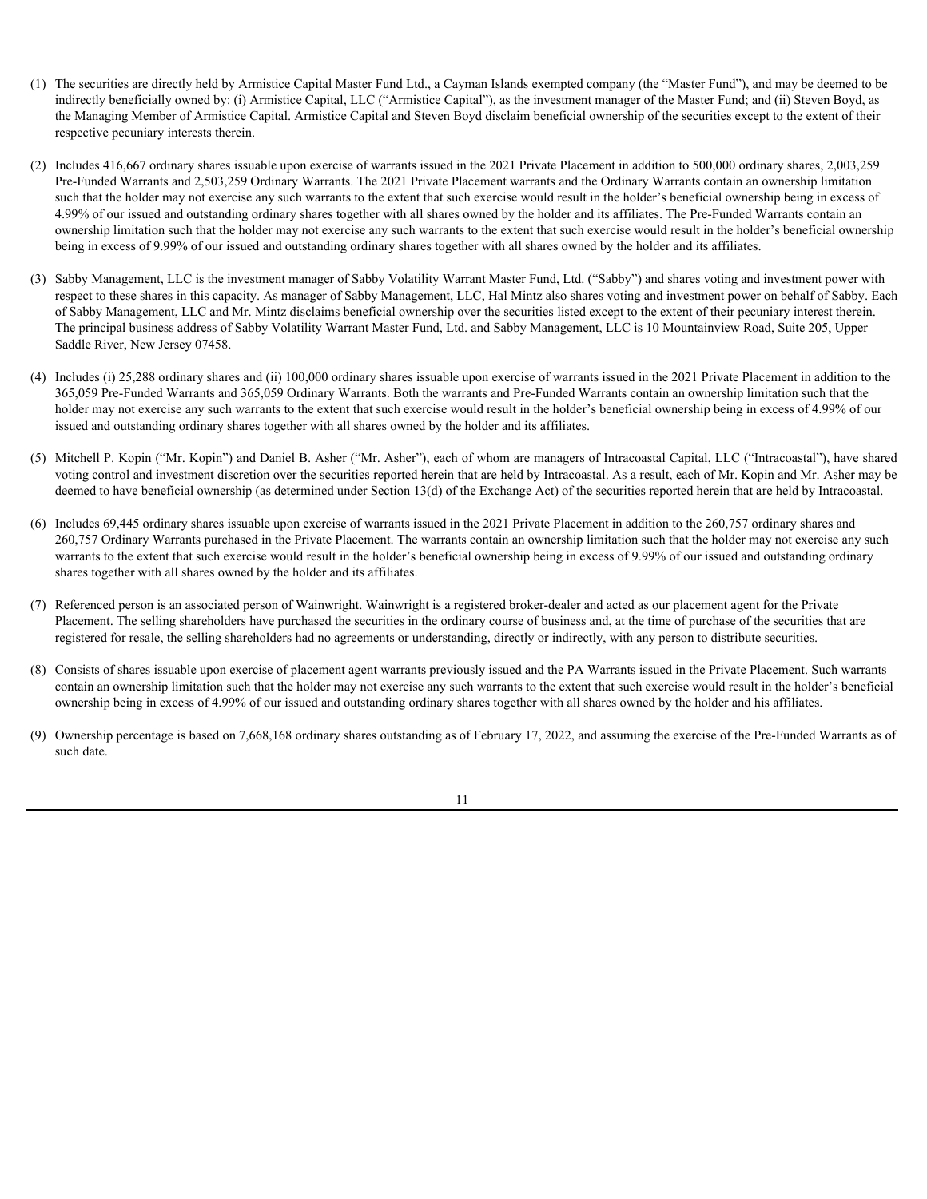(1) The securities are directly held by Armistice Capital Master Fund Ltd., a Cayman Islands exempted company (the "Master Fund"), and may be deemed to be indirectly beneficially owned by: (i) Armistice Capital, LLC ("Armistice Capital"), as the investment manager of the Master Fund; and (ii) Steven Boyd, as the Managing Member of Armistice Capital. Armistice Capital and Steven Boyd disclaim beneficial ownership of the securities except to the extent of their respective pecuniary interests therein.

(2) Includes 416,667 ordinary shares issuable upon exercise of warrants issued in the 2021 Private Placement in addition to 500,000 ordinary shares, 2,003,259 Pre-Funded Warrants and 2,503,259 Ordinary Warrants. The 2021 Private Placement warrants and the Ordinary Warrants contain an ownership limitation such that the holder may not exercise any such warrants to the extent that such exercise would result in the holder's beneficial ownership being in excess of 4.99% of our issued and outstanding ordinary shares together with all shares owned by the holder and its affiliates. The Pre-Funded Warrants contain an ownership limitation such that the holder may not exercise any such warrants to the extent that such exercise would result in the holder's beneficial ownership being in excess of 9.99% of our issued and outstanding ordinary shares together with all shares owned by the holder and its affiliates.

(3) Sabby Management, LLC is the investment manager of Sabby Volatility Warrant Master Fund, Ltd. ("Sabby") and shares voting and investment power with respect to these shares in this capacity. As manager of Sabby Management, LLC, Hal Mintz also shares voting and investment power on behalf of Sabby. Each of Sabby Management, LLC and Mr. Mintz disclaims beneficial ownership over the securities listed except to the extent of their pecuniary interest therein. The principal business address of Sabby Volatility Warrant Master Fund, Ltd. and Sabby Management, LLC is 10 Mountainview Road, Suite 205, Upper Saddle River, New Jersey 07458.

(4) Includes (i) 25,288 ordinary shares and (ii) 100,000 ordinary shares issuable upon exercise of warrants issued in the 2021 Private Placement in addition to the 365,059 Pre-Funded Warrants and 365,059 Ordinary Warrants. Both the warrants and Pre-Funded Warrants contain an ownership limitation such that the holder may not exercise any such warrants to the extent that such exercise would result in the holder's beneficial ownership being in excess of 4.99% of our issued and outstanding ordinary shares together with all shares owned by the holder and its affiliates.

(5) Mitchell P. Kopin ("Mr. Kopin") and Daniel B. Asher ("Mr. Asher"), each of whom are managers of Intracoastal Capital, LLC ("Intracoastal"), have shared voting control and investment discretion over the securities reported herein that are held by Intracoastal. As a result, each of Mr. Kopin and Mr. Asher may be deemed to have beneficial ownership (as determined under Section 13(d) of the Exchange Act) of the securities reported herein that are held by Intracoastal.

(6) Includes 69,445 ordinary shares issuable upon exercise of warrants issued in the 2021 Private Placement in addition to the 260,757 ordinary shares and 260,757 Ordinary Warrants purchased in the Private Placement. The warrants contain an ownership limitation such that the holder may not exercise any such warrants to the extent that such exercise would result in the holder's beneficial ownership being in excess of 9.99% of our issued and outstanding ordinary shares together with all shares owned by the holder and its affiliates.

(7) Referenced person is an associated person of Wainwright. Wainwright is a registered broker-dealer and acted as our placement agent for the Private Placement. The selling shareholders have purchased the securities in the ordinary course of business and, at the time of purchase of the securities that are registered for resale, the selling shareholders had no agreements or understanding, directly or indirectly, with any person to distribute securities.

(8) Consists of shares issuable upon exercise of placement agent warrants previously issued and the PA Warrants issued in the Private Placement. Such warrants contain an ownership limitation such that the holder may not exercise any such warrants to the extent that such exercise would result in the holder's beneficial ownership being in excess of 4.99% of our issued and outstanding ordinary shares together with all shares owned by the holder and his affiliates.

(9) Ownership percentage is based on 7,668,168 ordinary shares outstanding as of February 17, 2022, and assuming the exercise of the Pre-Funded Warrants as of such date.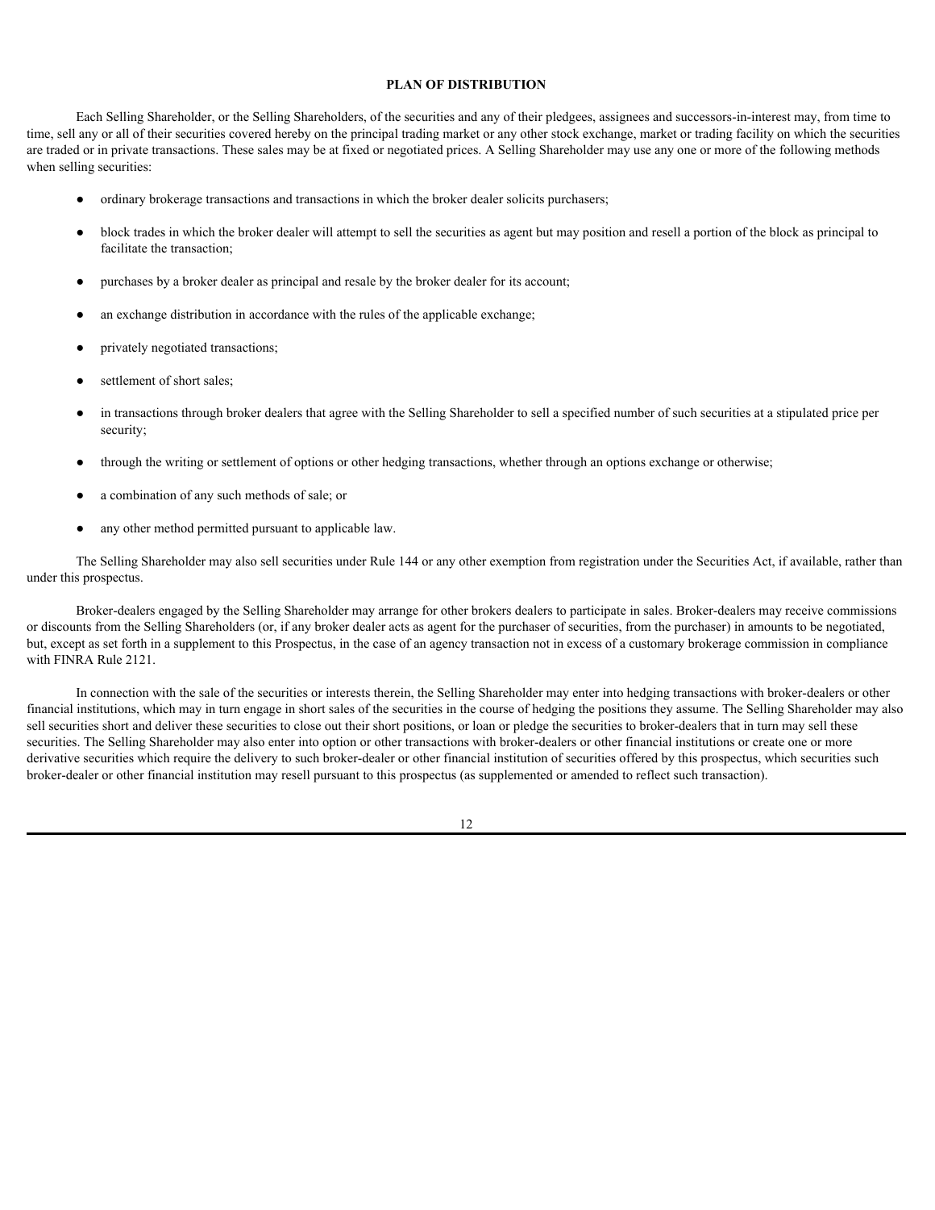## PLAN OF DISTRIBUTION

Each Selling Shareholder, or the Selling Shareholders, of the securities and any of their pledgees, assignees and successors-in-interest may, from time to time, sell any or all of their securities covered hereby on the principal trading market or any other stock exchange, market or trading facility on which the securities are traded or in private transactions. These sales may be at fixed or negotiated prices. A Selling Shareholder may use any one or more of the following methods when selling securities:

- ordinary brokerage transactions and transactions in which the broker dealer solicits purchasers;
- block trades in which the broker dealer will attempt to sell the securities as agent but may position and resell a portion of the block as principal to facilitate the transaction;
- purchases by a broker dealer as principal and resale by the broker dealer for its account;
- an exchange distribution in accordance with the rules of the applicable exchange;
- privately negotiated transactions;
- settlement of short sales;
- in transactions through broker dealers that agree with the Selling Shareholder to sell a specified number of such securities at a stipulated price per security;
- through the writing or settlement of options or other hedging transactions, whether through an options exchange or otherwise;
- a combination of any such methods of sale; or
- any other method permitted pursuant to applicable law.

The Selling Shareholder may also sell securities under Rule 144 or any other exemption from registration under the Securities Act, if available, rather than under this prospectus.

Broker-dealers engaged by the Selling Shareholder may arrange for other brokers dealers to participate in sales. Broker-dealers may receive commissions or discounts from the Selling Shareholders (or, if any broker dealer acts as agent for the purchaser of securities, from the purchaser) in amounts to be negotiated, but, except as set forth in a supplement to this Prospectus, in the case of an agency transaction not in excess of a customary brokerage commission in compliance with FINRA Rule 2121.

In connection with the sale of the securities or interests therein, the Selling Shareholder may enter into hedging transactions with broker-dealers or other financial institutions, which may in turn engage in short sales of the securities in the course of hedging the positions they assume. The Selling Shareholder may also sell securities short and deliver these securities to close out their short positions, or loan or pledge the securities to broker-dealers that in turn may sell these securities. The Selling Shareholder may also enter into option or other transactions with broker-dealers or other financial institutions or create one or more derivative securities which require the delivery to such broker-dealer or other financial institution of securities offered by this prospectus, which securities such broker-dealer or other financial institution may resell pursuant to this prospectus (as supplemented or amended to reflect such transaction).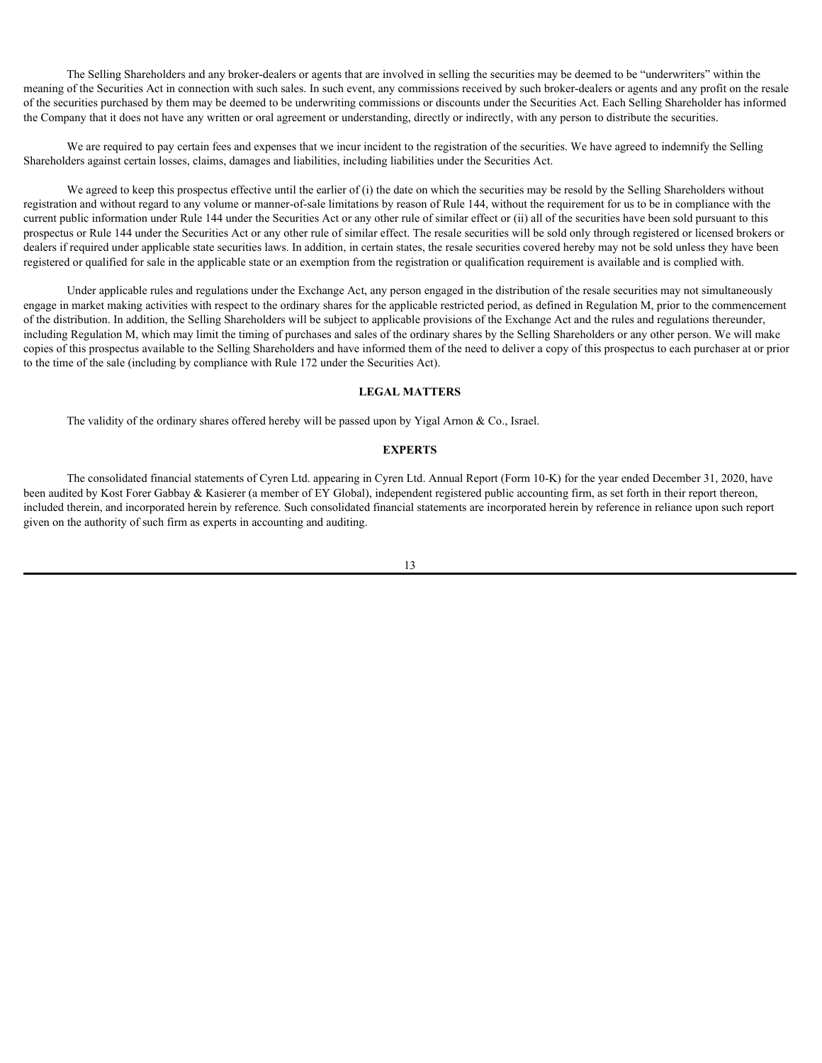The Selling Shareholders and any broker-dealers or agents that are involved in selling the securities may be deemed to be "underwriters" within the meaning of the Securities Act in connection with such sales. In such event, any commissions received by such broker-dealers or agents and any profit on the resale of the securities purchased by them may be deemed to be underwriting commissions or discounts under the Securities Act. Each Selling Shareholder has informed the Company that it does not have any written or oral agreement or understanding, directly or indirectly, with any person to distribute the securities.

We are required to pay certain fees and expenses that we incur incident to the registration of the securities. We have agreed to indemnify the Selling Shareholders against certain losses, claims, damages and liabilities, including liabilities under the Securities Act.

We agreed to keep this prospectus effective until the earlier of (i) the date on which the securities may be resold by the Selling Shareholders without registration and without regard to any volume or manner-of-sale limitations by reason of Rule 144, without the requirement for us to be in compliance with the current public information under Rule 144 under the Securities Act or any other rule of similar effect or (ii) all of the securities have been sold pursuant to this prospectus or Rule 144 under the Securities Act or any other rule of similar effect. The resale securities will be sold only through registered or licensed brokers or dealers if required under applicable state securities laws. In addition, in certain states, the resale securities covered hereby may not be sold unless they have been registered or qualified for sale in the applicable state or an exemption from the registration or qualification requirement is available and is complied with.

Under applicable rules and regulations under the Exchange Act, any person engaged in the distribution of the resale securities may not simultaneously engage in market making activities with respect to the ordinary shares for the applicable restricted period, as defined in Regulation M, prior to the commencement of the distribution. In addition, the Selling Shareholders will be subject to applicable provisions of the Exchange Act and the rules and regulations thereunder, including Regulation M, which may limit the timing of purchases and sales of the ordinary shares by the Selling Shareholders or any other person. We will make copies of this prospectus available to the Selling Shareholders and have informed them of the need to deliver a copy of this prospectus to each purchaser at or prior to the time of the sale (including by compliance with Rule 172 under the Securities Act).

## LEGAL MATTERS

The validity of the ordinary shares offered hereby will be passed upon by Yigal Arnon & Co., Israel.

## EXPERTS

The consolidated financial statements of Cyren Ltd. appearing in Cyren Ltd. Annual Report (Form 10-K) for the year ended December 31, 2020, have been audited by Kost Forer Gabbay & Kasierer (a member of EY Global), independent registered public accounting firm, as set forth in their report thereon, included therein, and incorporated herein by reference. Such consolidated financial statements are incorporated herein by reference in reliance upon such report given on the authority of such firm as experts in accounting and auditing.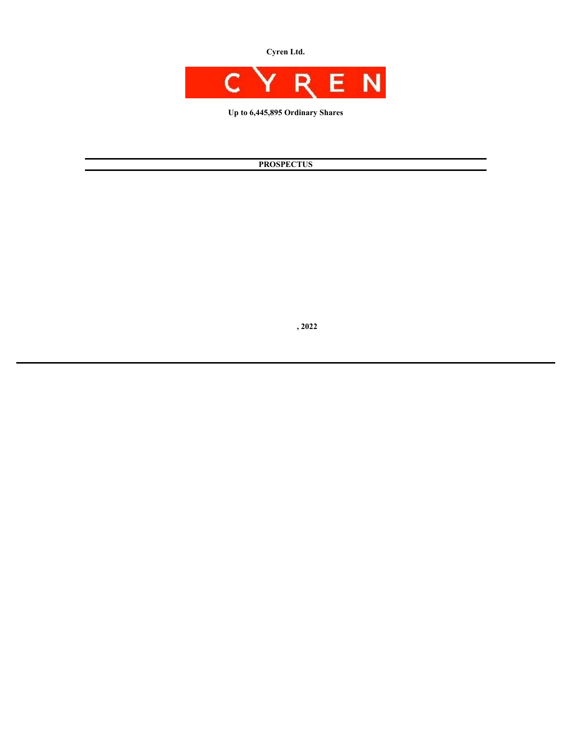**Cyren Ltd.**

CYREN

**Up to 6,445,895 Ordinary Shares**

---

**PROSPECTUS**

---

**, 2022**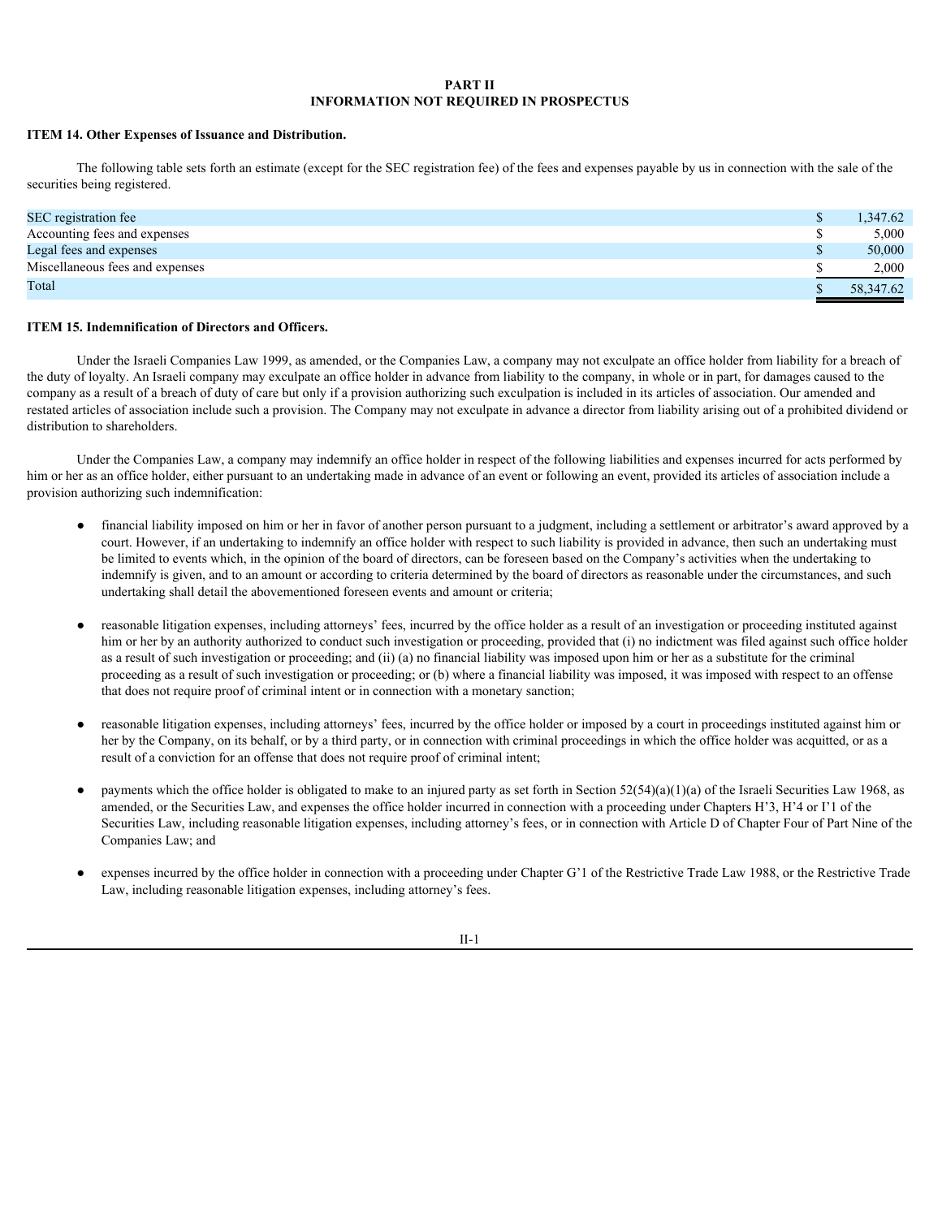# PART II
# INFORMATION NOT REQUIRED IN PROSPECTUS

## ITEM 14. Other Expenses of Issuance and Distribution.

The following table sets forth an estimate (except for the SEC registration fee) of the fees and expenses payable by us in connection with the sale of the securities being registered.

| | |
|---|---|
| SEC registration fee | $ 1,347.62 |
| Accounting fees and expenses | $ 5,000 |
| Legal fees and expenses | $ 50,000 |
| Miscellaneous fees and expenses | $ 2,000 |
| Total | $ 58,347.62 |

## ITEM 15. Indemnification of Directors and Officers.

Under the Israeli Companies Law 1999, as amended, or the Companies Law, a company may not exculpate an office holder from liability for a breach of the duty of loyalty. An Israeli company may exculpate an office holder in advance from liability to the company, in whole or in part, for damages caused to the company as a result of a breach of duty of care but only if a provision authorizing such exculpation is included in its articles of association. Our amended and restated articles of association include such a provision. The Company may not exculpate in advance a director from liability arising out of a prohibited dividend or distribution to shareholders.

Under the Companies Law, a company may indemnify an office holder in respect of the following liabilities and expenses incurred for acts performed by him or her as an office holder, either pursuant to an undertaking made in advance of an event or following an event, provided its articles of association include a provision authorizing such indemnification:

- financial liability imposed on him or her in favor of another person pursuant to a judgment, including a settlement or arbitrator's award approved by a court. However, if an undertaking to indemnify an office holder with respect to such liability is provided in advance, then such an undertaking must be limited to events which, in the opinion of the board of directors, can be foreseen based on the Company's activities when the undertaking to indemnify is given, and to an amount or according to criteria determined by the board of directors as reasonable under the circumstances, and such undertaking shall detail the abovementioned foreseen events and amount or criteria;

- reasonable litigation expenses, including attorneys' fees, incurred by the office holder as a result of an investigation or proceeding instituted against him or her by an authority authorized to conduct such investigation or proceeding, provided that (i) no indictment was filed against such office holder as a result of such investigation or proceeding; and (ii) (a) no financial liability was imposed upon him or her as a substitute for the criminal proceeding as a result of such investigation or proceeding; or (b) where a financial liability was imposed, it was imposed with respect to an offense that does not require proof of criminal intent or in connection with a monetary sanction;

- reasonable litigation expenses, including attorneys' fees, incurred by the office holder or imposed by a court in proceedings instituted against him or her by the Company, on its behalf, or by a third party, or in connection with criminal proceedings in which the office holder was acquitted, or as a result of a conviction for an offense that does not require proof of criminal intent;

- payments which the office holder is obligated to make to an injured party as set forth in Section 52(54)(a)(1)(a) of the Israeli Securities Law 1968, as amended, or the Securities Law, and expenses the office holder incurred in connection with a proceeding under Chapters H'3, H'4 or I'1 of the Securities Law, including reasonable litigation expenses, including attorney's fees, or in connection with Article D of Chapter Four of Part Nine of the Companies Law; and

- expenses incurred by the office holder in connection with a proceeding under Chapter G'1 of the Restrictive Trade Law 1988, or the Restrictive Trade Law, including reasonable litigation expenses, including attorney's fees.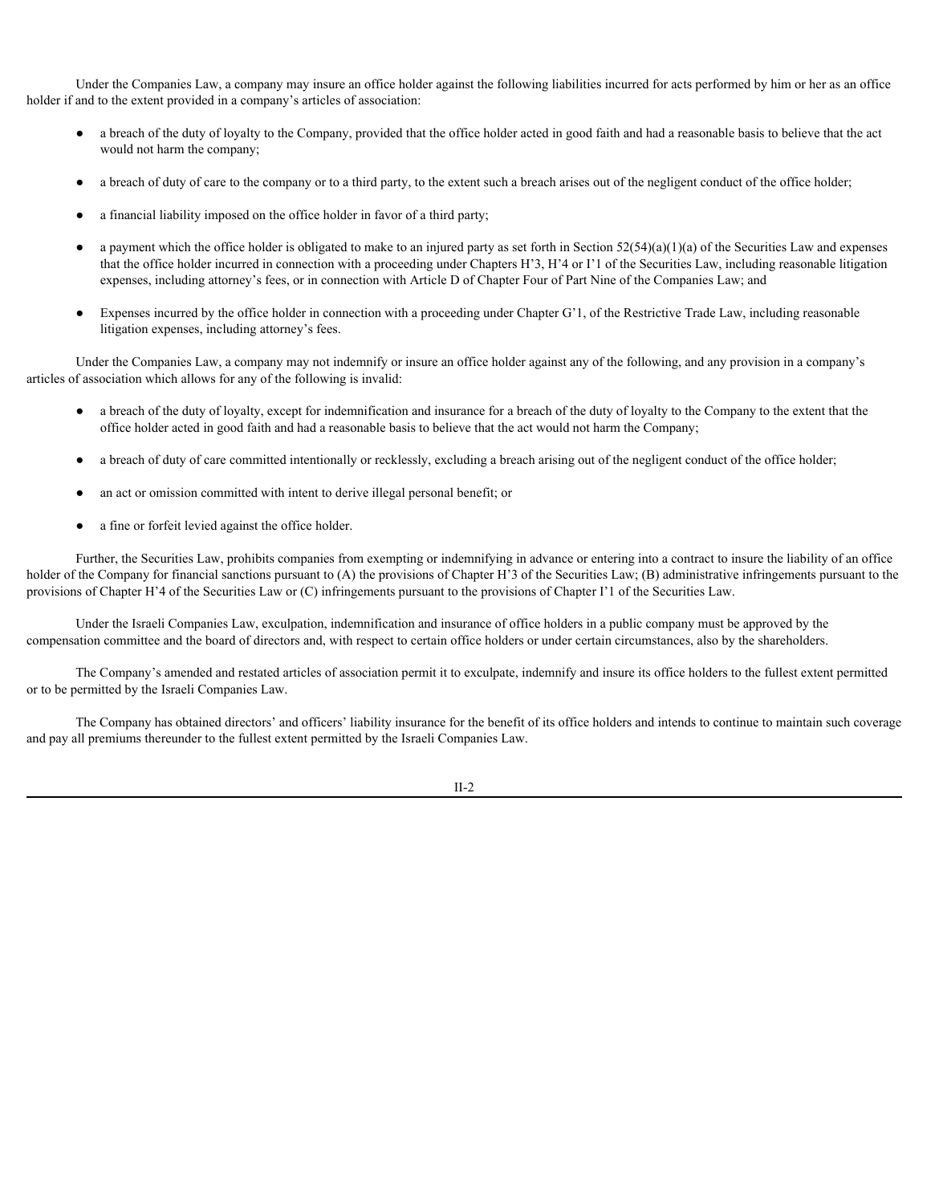Under the Companies Law, a company may insure an office holder against the following liabilities incurred for acts performed by him or her as an office holder if and to the extent provided in a company's articles of association:

- a breach of the duty of loyalty to the Company, provided that the office holder acted in good faith and had a reasonable basis to believe that the act would not harm the company;
- a breach of duty of care to the company or to a third party, to the extent such a breach arises out of the negligent conduct of the office holder;
- a financial liability imposed on the office holder in favor of a third party;
- a payment which the office holder is obligated to make to an injured party as set forth in Section 52(54)(a)(1)(a) of the Securities Law and expenses that the office holder incurred in connection with a proceeding under Chapters H'3, H'4 or I'1 of the Securities Law, including reasonable litigation expenses, including attorney's fees, or in connection with Article D of Chapter Four of Part Nine of the Companies Law; and
- Expenses incurred by the office holder in connection with a proceeding under Chapter G'1, of the Restrictive Trade Law, including reasonable litigation expenses, including attorney's fees.

Under the Companies Law, a company may not indemnify or insure an office holder against any of the following, and any provision in a company's articles of association which allows for any of the following is invalid:

- a breach of the duty of loyalty, except for indemnification and insurance for a breach of the duty of loyalty to the Company to the extent that the office holder acted in good faith and had a reasonable basis to believe that the act would not harm the Company;
- a breach of duty of care committed intentionally or recklessly, excluding a breach arising out of the negligent conduct of the office holder;
- an act or omission committed with intent to derive illegal personal benefit; or
- a fine or forfeit levied against the office holder.

Further, the Securities Law, prohibits companies from exempting or indemnifying in advance or entering into a contract to insure the liability of an office holder of the Company for financial sanctions pursuant to (A) the provisions of Chapter H'3 of the Securities Law; (B) administrative infringements pursuant to the provisions of Chapter H'4 of the Securities Law or (C) infringements pursuant to the provisions of Chapter I'1 of the Securities Law.

Under the Israeli Companies Law, exculpation, indemnification and insurance of office holders in a public company must be approved by the compensation committee and the board of directors and, with respect to certain office holders or under certain circumstances, also by the shareholders.

The Company's amended and restated articles of association permit it to exculpate, indemnify and insure its office holders to the fullest extent permitted or to be permitted by the Israeli Companies Law.

The Company has obtained directors' and officers' liability insurance for the benefit of its office holders and intends to continue to maintain such coverage and pay all premiums thereunder to the fullest extent permitted by the Israeli Companies Law.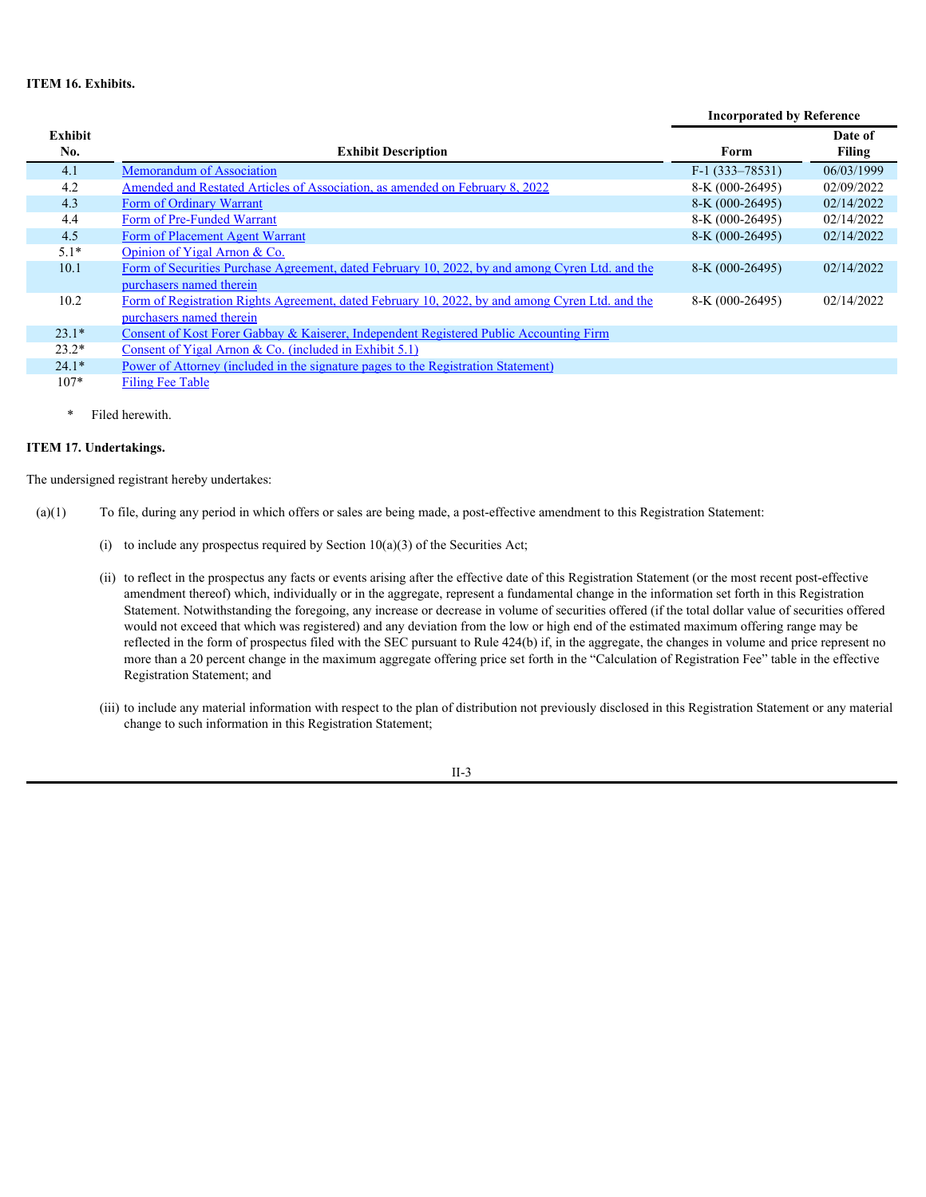**ITEM 16. Exhibits.**

| Exhibit No. | Exhibit Description | Incorporated by Reference | |
|---|---|---|---|
| | | Form | Date of Filing |
| 4.1 | Memorandum of Association | F-1 (333–78531) | 06/03/1999 |
| 4.2 | Amended and Restated Articles of Association, as amended on February 8, 2022 | 8-K (000-26495) | 02/09/2022 |
| 4.3 | Form of Ordinary Warrant | 8-K (000-26495) | 02/14/2022 |
| 4.4 | Form of Pre-Funded Warrant | 8-K (000-26495) | 02/14/2022 |
| 4.5 | Form of Placement Agent Warrant | 8-K (000-26495) | 02/14/2022 |
| 5.1* | Opinion of Yigal Arnon & Co. | | |
| 10.1 | Form of Securities Purchase Agreement, dated February 10, 2022, by and among Cyren Ltd. and the purchasers named therein | 8-K (000-26495) | 02/14/2022 |
| 10.2 | Form of Registration Rights Agreement, dated February 10, 2022, by and among Cyren Ltd. and the purchasers named therein | 8-K (000-26495) | 02/14/2022 |
| 23.1* | Consent of Kost Forer Gabbay & Kaiserer, Independent Registered Public Accounting Firm | | |
| 23.2* | Consent of Yigal Arnon & Co. (included in Exhibit 5.1) | | |
| 24.1* | Power of Attorney (included in the signature pages to the Registration Statement) | | |
| 107* | Filing Fee Table | | |

\* Filed herewith.

**ITEM 17. Undertakings.**

The undersigned registrant hereby undertakes:

(a)(1) To file, during any period in which offers or sales are being made, a post-effective amendment to this Registration Statement:

(i) to include any prospectus required by Section 10(a)(3) of the Securities Act;

(ii) to reflect in the prospectus any facts or events arising after the effective date of this Registration Statement (or the most recent post-effective amendment thereof) which, individually or in the aggregate, represent a fundamental change in the information set forth in this Registration Statement. Notwithstanding the foregoing, any increase or decrease in volume of securities offered (if the total dollar value of securities offered would not exceed that which was registered) and any deviation from the low or high end of the estimated maximum offering range may be reflected in the form of prospectus filed with the SEC pursuant to Rule 424(b) if, in the aggregate, the changes in volume and price represent no more than a 20 percent change in the maximum aggregate offering price set forth in the "Calculation of Registration Fee" table in the effective Registration Statement; and

(iii) to include any material information with respect to the plan of distribution not previously disclosed in this Registration Statement or any material change to such information in this Registration Statement;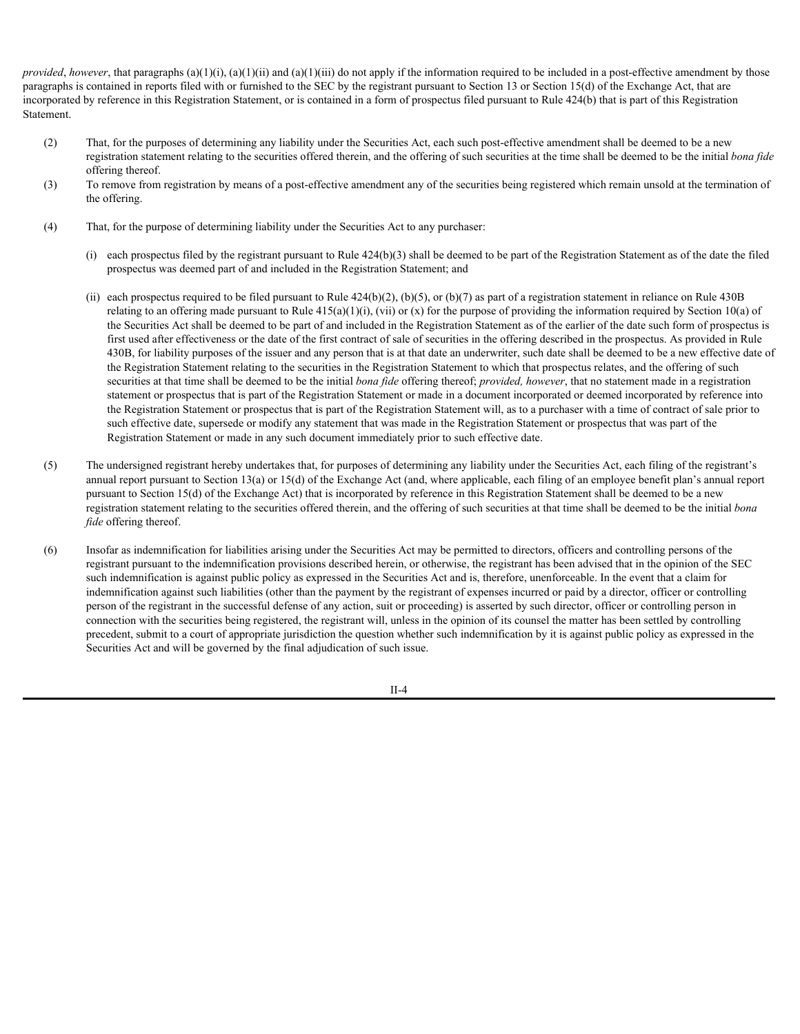*provided*, *however*, that paragraphs (a)(1)(i), (a)(1)(ii) and (a)(1)(iii) do not apply if the information required to be included in a post-effective amendment by those paragraphs is contained in reports filed with or furnished to the SEC by the registrant pursuant to Section 13 or Section 15(d) of the Exchange Act, that are incorporated by reference in this Registration Statement, or is contained in a form of prospectus filed pursuant to Rule 424(b) that is part of this Registration Statement.

(2) That, for the purposes of determining any liability under the Securities Act, each such post-effective amendment shall be deemed to be a new registration statement relating to the securities offered therein, and the offering of such securities at the time shall be deemed to be the initial *bona fide* offering thereof.

(3) To remove from registration by means of a post-effective amendment any of the securities being registered which remain unsold at the termination of the offering.

(4) That, for the purpose of determining liability under the Securities Act to any purchaser:

(i) each prospectus filed by the registrant pursuant to Rule 424(b)(3) shall be deemed to be part of the Registration Statement as of the date the filed prospectus was deemed part of and included in the Registration Statement; and

(ii) each prospectus required to be filed pursuant to Rule 424(b)(2), (b)(5), or (b)(7) as part of a registration statement in reliance on Rule 430B relating to an offering made pursuant to Rule 415(a)(1)(i), (vii) or (x) for the purpose of providing the information required by Section 10(a) of the Securities Act shall be deemed to be part of and included in the Registration Statement as of the earlier of the date such form of prospectus is first used after effectiveness or the date of the first contract of sale of securities in the offering described in the prospectus. As provided in Rule 430B, for liability purposes of the issuer and any person that is at that date an underwriter, such date shall be deemed to be a new effective date of the Registration Statement relating to the securities in the Registration Statement to which that prospectus relates, and the offering of such securities at that time shall be deemed to be the initial *bona fide* offering thereof; *provided, however*, that no statement made in a registration statement or prospectus that is part of the Registration Statement or made in a document incorporated or deemed incorporated by reference into the Registration Statement or prospectus that is part of the Registration Statement will, as to a purchaser with a time of contract of sale prior to such effective date, supersede or modify any statement that was made in the Registration Statement or prospectus that was part of the Registration Statement or made in any such document immediately prior to such effective date.

(5) The undersigned registrant hereby undertakes that, for purposes of determining any liability under the Securities Act, each filing of the registrant's annual report pursuant to Section 13(a) or 15(d) of the Exchange Act (and, where applicable, each filing of an employee benefit plan's annual report pursuant to Section 15(d) of the Exchange Act) that is incorporated by reference in this Registration Statement shall be deemed to be a new registration statement relating to the securities offered therein, and the offering of such securities at that time shall be deemed to be the initial *bona fide* offering thereof.

(6) Insofar as indemnification for liabilities arising under the Securities Act may be permitted to directors, officers and controlling persons of the registrant pursuant to the indemnification provisions described herein, or otherwise, the registrant has been advised that in the opinion of the SEC such indemnification is against public policy as expressed in the Securities Act and is, therefore, unenforceable. In the event that a claim for indemnification against such liabilities (other than the payment by the registrant of expenses incurred or paid by a director, officer or controlling person of the registrant in the successful defense of any action, suit or proceeding) is asserted by such director, officer or controlling person in connection with the securities being registered, the registrant will, unless in the opinion of its counsel the matter has been settled by controlling precedent, submit to a court of appropriate jurisdiction the question whether such indemnification by it is against public policy as expressed in the Securities Act and will be governed by the final adjudication of such issue.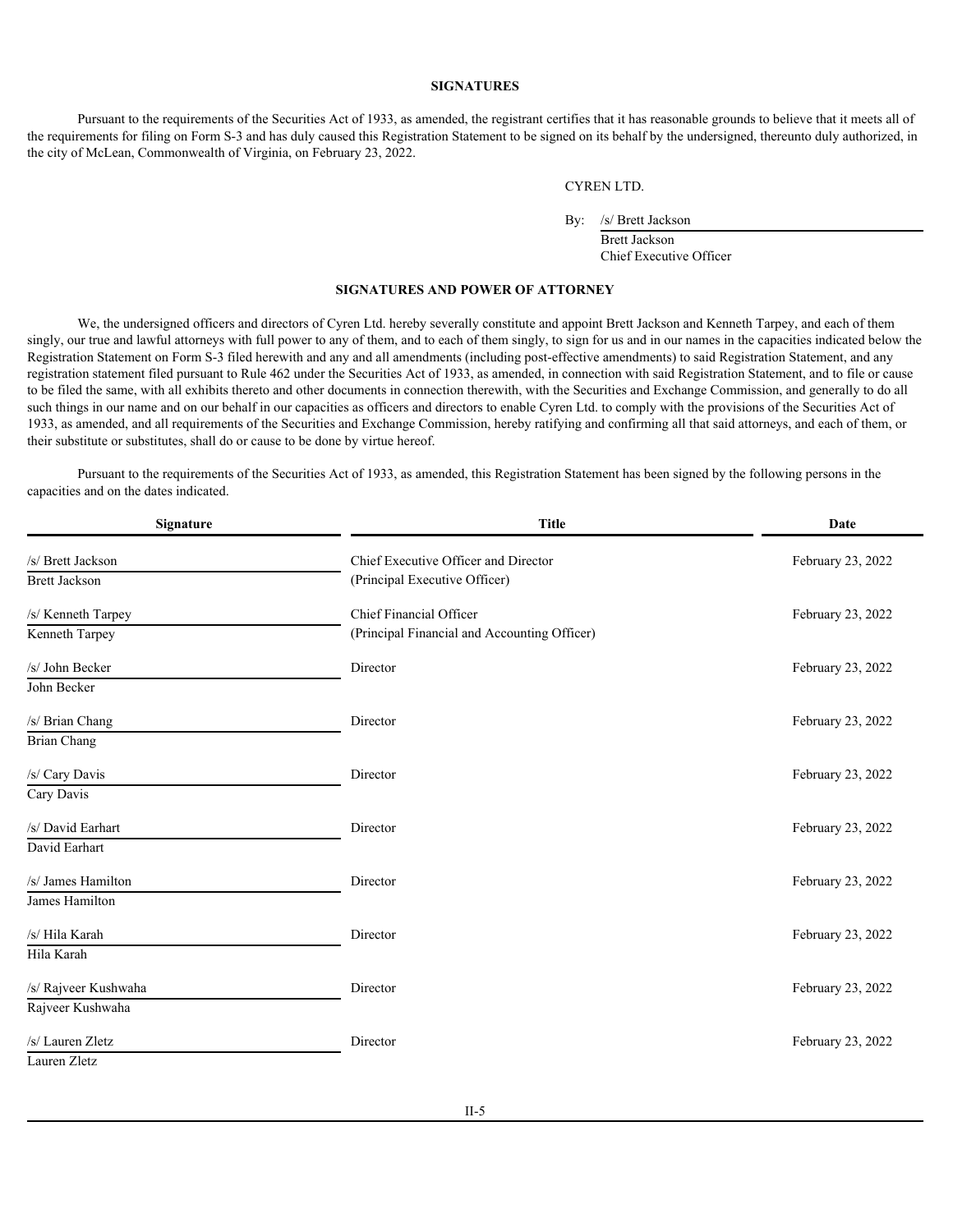## SIGNATURES

Pursuant to the requirements of the Securities Act of 1933, as amended, the registrant certifies that it has reasonable grounds to believe that it meets all of the requirements for filing on Form S-3 and has duly caused this Registration Statement to be signed on its behalf by the undersigned, thereunto duly authorized, in the city of McLean, Commonwealth of Virginia, on February 23, 2022.

CYREN LTD.

By: /s/ Brett Jackson
Brett Jackson
Chief Executive Officer

## SIGNATURES AND POWER OF ATTORNEY

We, the undersigned officers and directors of Cyren Ltd. hereby severally constitute and appoint Brett Jackson and Kenneth Tarpey, and each of them singly, our true and lawful attorneys with full power to any of them, and to each of them singly, to sign for us and in our names in the capacities indicated below the Registration Statement on Form S-3 filed herewith and any and all amendments (including post-effective amendments) to said Registration Statement, and any registration statement filed pursuant to Rule 462 under the Securities Act of 1933, as amended, in connection with said Registration Statement, and to file or cause to be filed the same, with all exhibits thereto and other documents in connection therewith, with the Securities and Exchange Commission, and generally to do all such things in our name and on our behalf in our capacities as officers and directors to enable Cyren Ltd. to comply with the provisions of the Securities Act of 1933, as amended, and all requirements of the Securities and Exchange Commission, hereby ratifying and confirming all that said attorneys, and each of them, or their substitute or substitutes, shall do or cause to be done by virtue hereof.

Pursuant to the requirements of the Securities Act of 1933, as amended, this Registration Statement has been signed by the following persons in the capacities and on the dates indicated.

| Signature | Title | Date |
|---|---|---|
| /s/ Brett Jackson<br>Brett Jackson | Chief Executive Officer and Director<br>(Principal Executive Officer) | February 23, 2022 |
| /s/ Kenneth Tarpey<br>Kenneth Tarpey | Chief Financial Officer<br>(Principal Financial and Accounting Officer) | February 23, 2022 |
| /s/ John Becker<br>John Becker | Director | February 23, 2022 |
| /s/ Brian Chang<br>Brian Chang | Director | February 23, 2022 |
| /s/ Cary Davis<br>Cary Davis | Director | February 23, 2022 |
| /s/ David Earhart<br>David Earhart | Director | February 23, 2022 |
| /s/ James Hamilton<br>James Hamilton | Director | February 23, 2022 |
| /s/ Hila Karah<br>Hila Karah | Director | February 23, 2022 |
| /s/ Rajveer Kushwaha<br>Rajveer Kushwaha | Director | February 23, 2022 |
| /s/ Lauren Zletz<br>Lauren Zletz | Director | February 23, 2022 |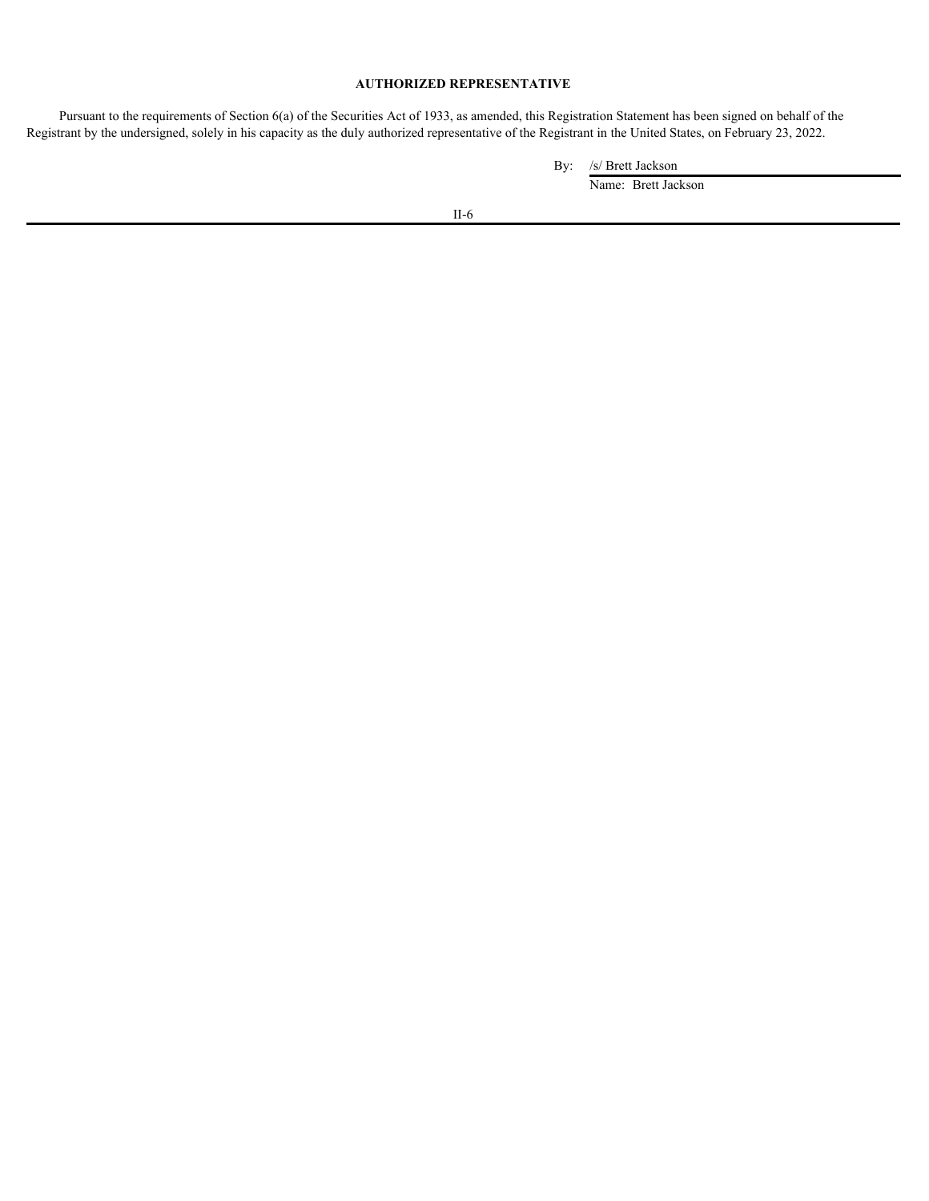**AUTHORIZED REPRESENTATIVE**

Pursuant to the requirements of Section 6(a) of the Securities Act of 1933, as amended, this Registration Statement has been signed on behalf of the Registrant by the undersigned, solely in his capacity as the duly authorized representative of the Registrant in the United States, on February 23, 2022.

By: /s/ Brett Jackson
Name: Brett Jackson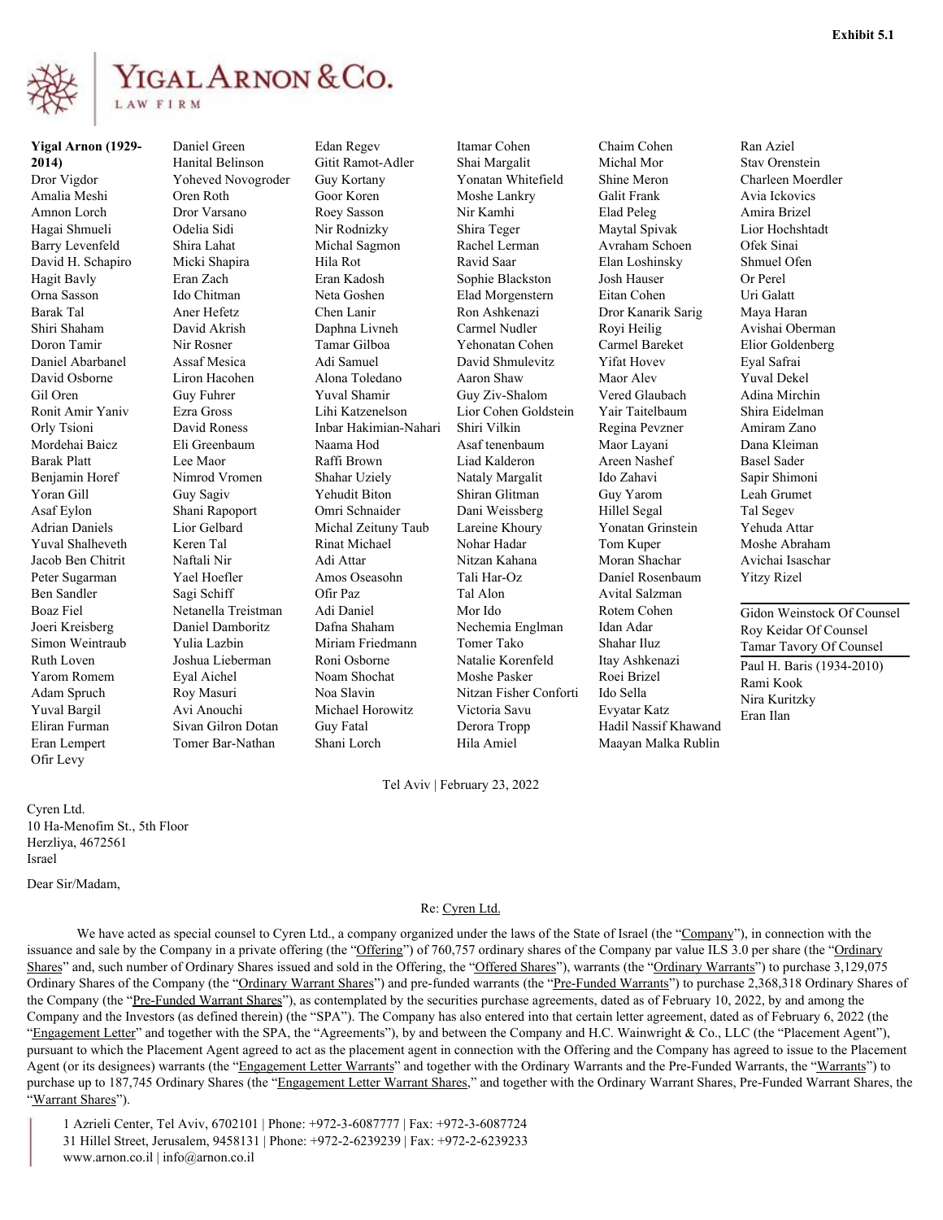Exhibit 5.1

# YIGAL ARNON & Co.

LAW FIRM

**Yigal Arnon (1929-2014)**
Dror Vigdor
Amalia Meshi
Amnon Lorch
Hagai Shmueli
Barry Levenfeld
David H. Schapiro
Hagit Bavly
Orna Sasson
Barak Tal
Shiri Shaham
Doron Tamir
Daniel Abarbanel
David Osborne
Gil Oren
Ronit Amir Yaniv
Orly Tsioni
Mordehai Baicz
Barak Platt
Benjamin Horef
Yoran Gill
Asaf Eylon
Adrian Daniels
Yuval Shalheveth
Jacob Ben Chitrit
Peter Sugarman
Ben Sandler
Boaz Fiel
Joeri Kreisberg
Simon Weintraub
Ruth Loven
Yarom Romem
Adam Spruch
Yuval Bargil
Eliran Furman
Eran Lempert
Ofir Levy
Daniel Green
Hanital Belinson
Yoheved Novogroder
Oren Roth
Dror Varsano
Odelia Sidi
Shira Lahat
Micki Shapira
Eran Zach
Ido Chitman
Aner Hefetz
David Akrish
Nir Rosner
Assaf Mesica
Liron Hacohen
Guy Fuhrer
Ezra Gross
David Roness
Eli Greenbaum
Lee Maor
Nimrod Vromen
Guy Sagiv
Shani Rapoport
Lior Gelbard
Keren Tal
Naftali Nir
Yael Hoefler
Sagi Schiff
Netanella Treistman
Daniel Damboritz
Yulia Lazbin
Joshua Lieberman
Eyal Aichel
Roy Masuri
Avi Anouchi
Sivan Gilron Dotan
Tomer Bar-Nathan
Edan Regev
Gitit Ramot-Adler
Guy Kortany
Goor Koren
Roey Sasson
Nir Rodnizky
Michal Sagmon
Hila Rot
Eran Kadosh
Neta Goshen
Chen Lanir
Daphna Livneh
Tamar Gilboa
Adi Samuel
Alona Toledano
Yuval Shamir
Lihi Katzenelson
Inbar Hakimian-Nahari
Naama Hod
Raffi Brown
Shahar Uziely
Yehudit Biton
Omri Schnaider
Michal Zeituny Taub
Rinat Michael
Adi Attar
Amos Oseasohn
Ofir Paz
Adi Daniel
Dafna Shaham
Miriam Friedmann
Roni Osborne
Noam Shochat
Noa Slavin
Michael Horowitz
Guy Fatal
Shani Lorch
Itamar Cohen
Shai Margalit
Yonatan Whitefield
Moshe Lankry
Nir Kamhi
Shira Teger
Rachel Lerman
Ravid Saar
Sophie Blackston
Elad Morgenstern
Ron Ashkenazi
Carmel Nudler
Yehonatan Cohen
David Shmulevitz
Aaron Shaw
Guy Ziv-Shalom
Lior Cohen Goldstein
Shiri Vilkin
Asaf tenenbaum
Liad Kalderon
Nataly Margalit
Shiran Glitman
Dani Weissberg
Lareine Khoury
Nohar Hadar
Nitzan Kahana
Tali Har-Oz
Tal Alon
Mor Ido
Nechemia Englman
Tomer Tako
Natalie Korenfeld
Moshe Pasker
Nitzan Fisher Conforti
Victoria Savu
Derora Tropp
Hila Amiel
Chaim Cohen
Michal Mor
Shine Meron
Galit Frank
Elad Peleg
Maytal Spivak
Avraham Schoen
Elan Loshinsky
Josh Hauser
Eitan Cohen
Dror Kanarik Sarig
Royi Heilig
Carmel Bareket
Yifat Hovev
Maor Alev
Vered Glaubach
Yair Taitelbaum
Regina Pevzner
Maor Layani
Areen Nashef
Ido Zahavi
Guy Yarom
Hillel Segal
Yonatan Grinstein
Tom Kuper
Moran Shachar
Daniel Rosenbaum
Avital Salzman
Rotem Cohen
Idan Adar
Shahar Iluz
Itay Ashkenazi
Roei Brizel
Ido Sella
Evyatar Katz
Hadil Nassif Khawand
Maayan Malka Rublin
Ran Aziel
Stav Orenstein
Charleen Moerdler
Avia Ickovics
Amira Brizel
Lior Hochshtadt
Ofek Sinai
Shmuel Ofen
Or Perel
Uri Galatt
Maya Haran
Avishai Oberman
Elior Goldenberg
Eyal Safrai
Yuval Dekel
Adina Mirchin
Shira Eidelman
Amiram Zano
Dana Kleiman
Basel Sader
Sapir Shimoni
Leah Grumet
Tal Segev
Yehuda Attar
Moshe Abraham
Avichai Isaschar
Yitzy Rizel

Gidon Weinstock Of Counsel
Roy Keidar Of Counsel
Tamar Tavory Of Counsel

Paul H. Baris (1934-2010)
Rami Kook
Nira Kuritzky
Eran Ilan

Tel Aviv | February 23, 2022

Cyren Ltd.
10 Ha-Menofim St., 5th Floor
Herzliya, 4672561
Israel

Dear Sir/Madam,

Re: Cyren Ltd.

We have acted as special counsel to Cyren Ltd., a company organized under the laws of the State of Israel (the "Company"), in connection with the issuance and sale by the Company in a private offering (the "Offering") of 760,757 ordinary shares of the Company par value ILS 3.0 per share (the "Ordinary Shares" and, such number of Ordinary Shares issued and sold in the Offering, the "Offered Shares"), warrants (the "Ordinary Warrants") to purchase 3,129,075 Ordinary Shares of the Company (the "Ordinary Warrant Shares") and pre-funded warrants (the "Pre-Funded Warrants") to purchase 2,368,318 Ordinary Shares of the Company (the "Pre-Funded Warrant Shares"), as contemplated by the securities purchase agreements, dated as of February 10, 2022, by and among the Company and the Investors (as defined therein) (the "SPA"). The Company has also entered into that certain letter agreement, dated as of February 6, 2022 (the "Engagement Letter" and together with the SPA, the "Agreements"), by and between the Company and H.C. Wainwright & Co., LLC (the "Placement Agent"), pursuant to which the Placement Agent agreed to act as the placement agent in connection with the Offering and the Company has agreed to issue to the Placement Agent (or its designees) warrants (the "Engagement Letter Warrants" and together with the Ordinary Warrants and the Pre-Funded Warrants, the "Warrants") to purchase up to 187,745 Ordinary Shares (the "Engagement Letter Warrant Shares," and together with the Ordinary Warrant Shares, Pre-Funded Warrant Shares, the "Warrant Shares").

1 Azrieli Center, Tel Aviv, 6702101 | Phone: +972-3-6087777 | Fax: +972-3-6087724
31 Hillel Street, Jerusalem, 9458131 | Phone: +972-2-6239239 | Fax: +972-2-6239233
www.arnon.co.il | info@arnon.co.il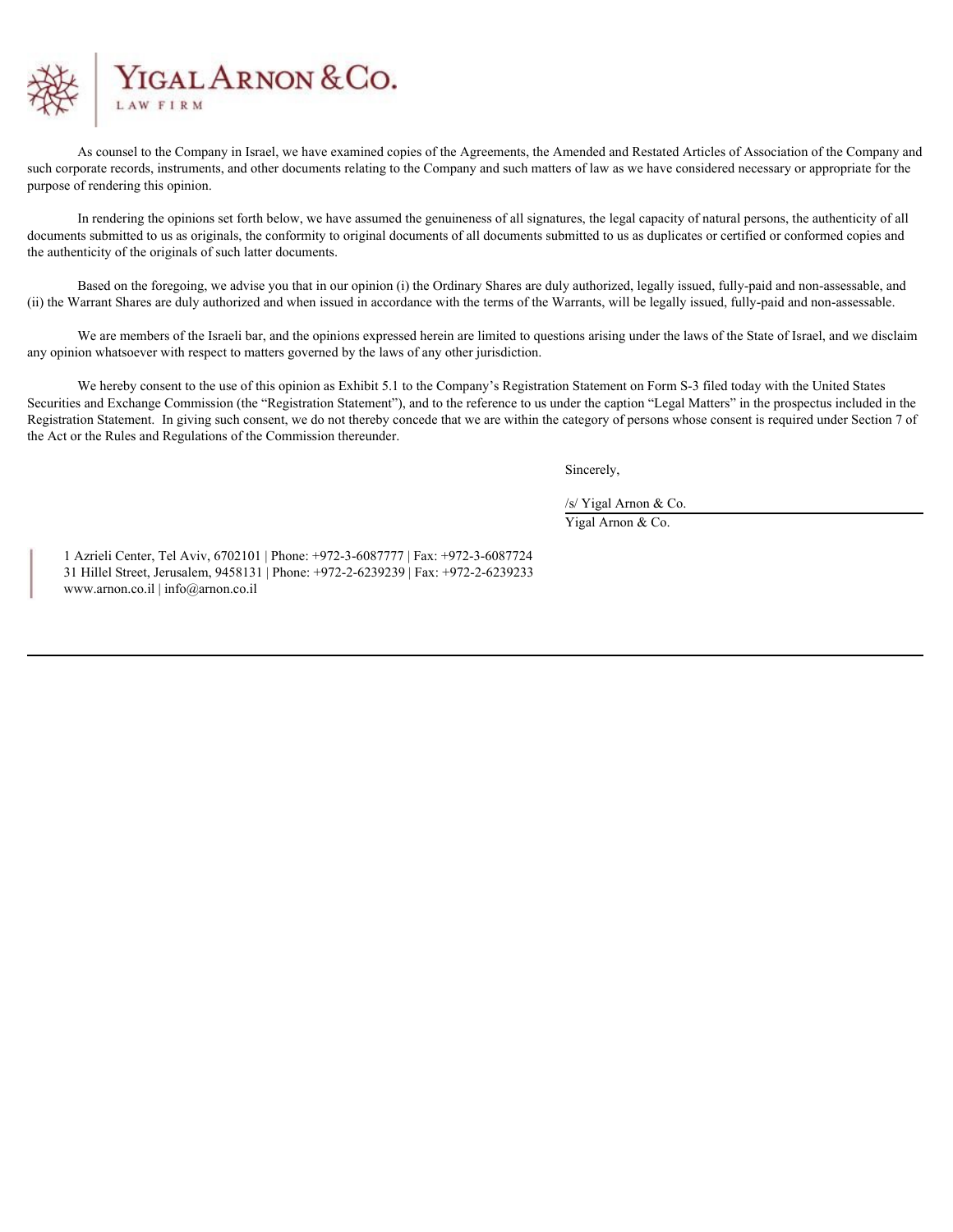As counsel to the Company in Israel, we have examined copies of the Agreements, the Amended and Restated Articles of Association of the Company and such corporate records, instruments, and other documents relating to the Company and such matters of law as we have considered necessary or appropriate for the purpose of rendering this opinion.

In rendering the opinions set forth below, we have assumed the genuineness of all signatures, the legal capacity of natural persons, the authenticity of all documents submitted to us as originals, the conformity to original documents of all documents submitted to us as duplicates or certified or conformed copies and the authenticity of the originals of such latter documents.

Based on the foregoing, we advise you that in our opinion (i) the Ordinary Shares are duly authorized, legally issued, fully-paid and non-assessable, and (ii) the Warrant Shares are duly authorized and when issued in accordance with the terms of the Warrants, will be legally issued, fully-paid and non-assessable.

We are members of the Israeli bar, and the opinions expressed herein are limited to questions arising under the laws of the State of Israel, and we disclaim any opinion whatsoever with respect to matters governed by the laws of any other jurisdiction.

We hereby consent to the use of this opinion as Exhibit 5.1 to the Company's Registration Statement on Form S-3 filed today with the United States Securities and Exchange Commission (the "Registration Statement"), and to the reference to us under the caption "Legal Matters" in the prospectus included in the Registration Statement. In giving such consent, we do not thereby concede that we are within the category of persons whose consent is required under Section 7 of the Act or the Rules and Regulations of the Commission thereunder.

Sincerely,

/s/ Yigal Arnon & Co.

Yigal Arnon & Co.

1 Azrieli Center, Tel Aviv, 6702101 | Phone: +972-3-6087777 | Fax: +972-3-6087724
31 Hillel Street, Jerusalem, 9458131 | Phone: +972-2-6239239 | Fax: +972-2-6239233
www.arnon.co.il | info@arnon.co.il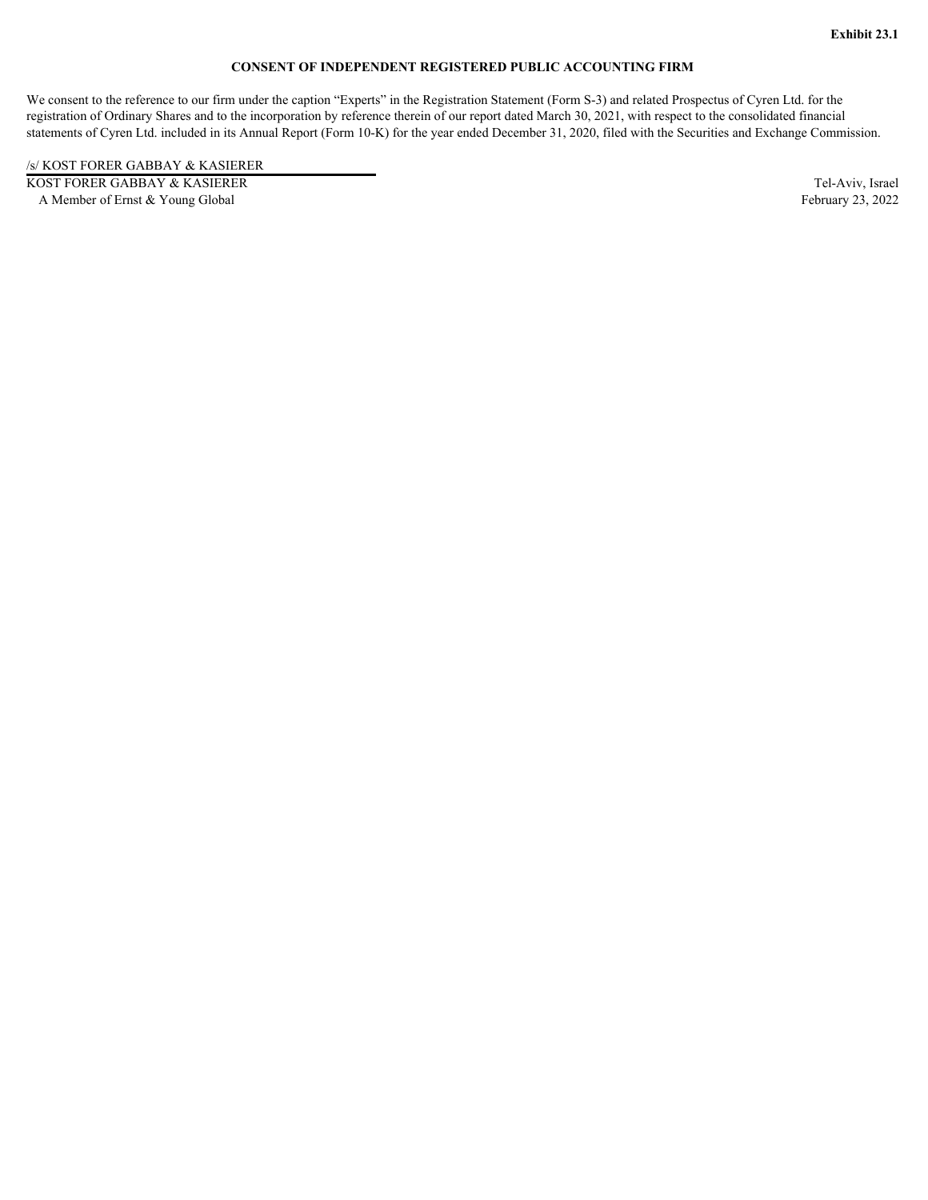**Exhibit 23.1**

**CONSENT OF INDEPENDENT REGISTERED PUBLIC ACCOUNTING FIRM**

We consent to the reference to our firm under the caption "Experts" in the Registration Statement (Form S-3) and related Prospectus of Cyren Ltd. for the registration of Ordinary Shares and to the incorporation by reference therein of our report dated March 30, 2021, with respect to the consolidated financial statements of Cyren Ltd. included in its Annual Report (Form 10-K) for the year ended December 31, 2020, filed with the Securities and Exchange Commission.

/s/ KOST FORER GABBAY & KASIERER

KOST FORER GABBAY & KASIERER
A Member of Ernst & Young Global

Tel-Aviv, Israel
February 23, 2022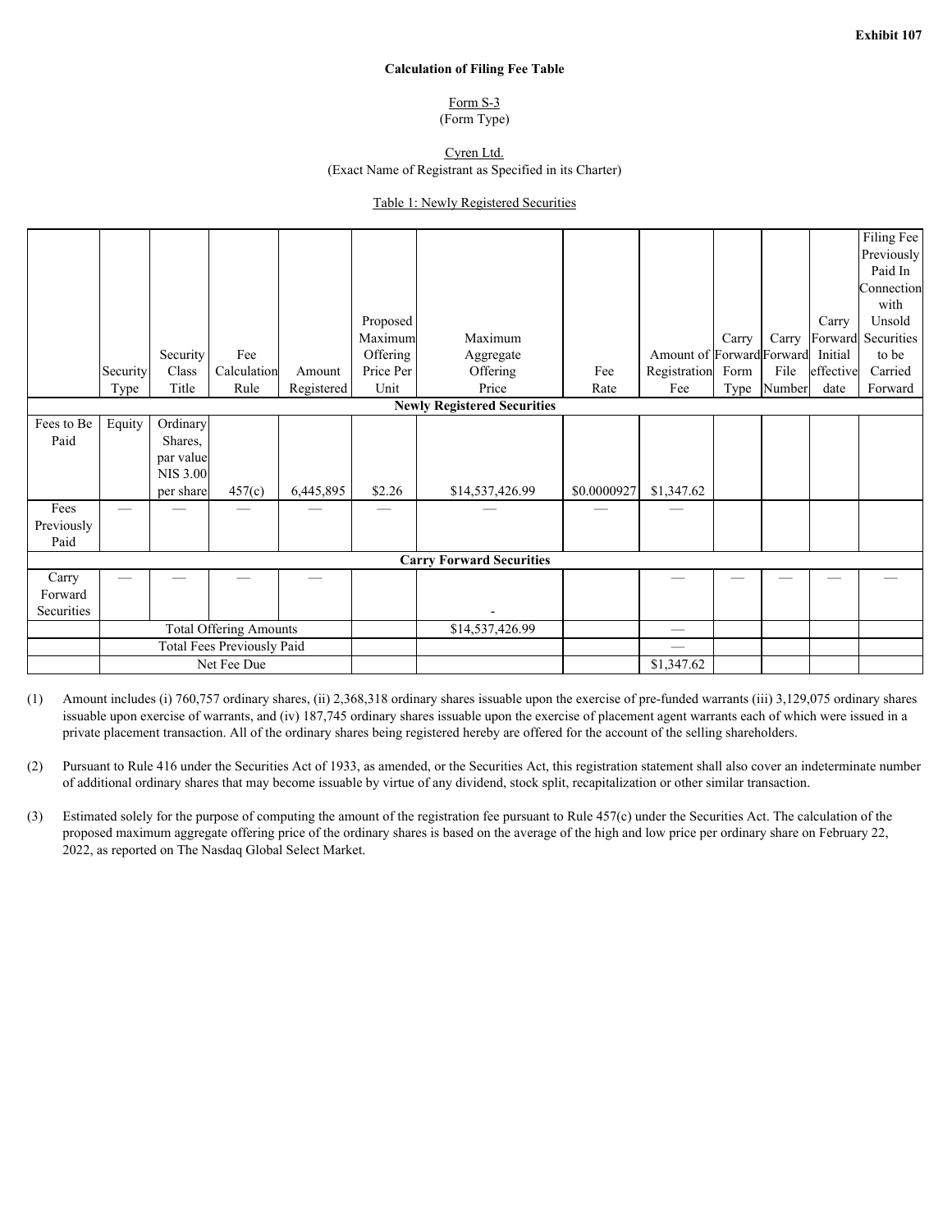**Exhibit 107**

**Calculation of Filing Fee Table**

Form S-3
(Form Type)

Cyren Ltd.
(Exact Name of Registrant as Specified in its Charter)

Table 1: Newly Registered Securities

| | Security Type | Security Class Title | Fee Calculation Rule | Amount Registered | Proposed Maximum Offering Price Per Unit | Maximum Aggregate Offering Price | Fee Rate | Amount of Registration Fee | Carry Forward Form Type | Carry Forward File Number | Carry Forward Initial effective date | Filing Fee Previously Paid In Connection with Unsold Securities to be Carried Forward |
|---|---|---|---|---|---|---|---|---|---|---|---|---|
| **Newly Registered Securities** | | | | | | | | | | | | |
| Fees to Be Paid | Equity | Ordinary Shares, par value NIS 3.00 per share | 457(c) | 6,445,895 | $2.26 | $14,537,426.99 | $0.0000927 | $1,347.62 | | | | |
| Fees Previously Paid | — | — | — | — | — | — | — | — | | | | |
| **Carry Forward Securities** | | | | | | | | | | | | |
| Carry Forward Securities | — | — | — | — | | - | | — | — | — | — | — |
| | Total Offering Amounts | | | | | $14,537,426.99 | | — | | | | |
| | Total Fees Previously Paid | | | | | | | — | | | | |
| | Net Fee Due | | | | | | | $1,347.62 | | | | |

(1) Amount includes (i) 760,757 ordinary shares, (ii) 2,368,318 ordinary shares issuable upon the exercise of pre-funded warrants (iii) 3,129,075 ordinary shares issuable upon exercise of warrants, and (iv) 187,745 ordinary shares issuable upon the exercise of placement agent warrants each of which were issued in a private placement transaction. All of the ordinary shares being registered hereby are offered for the account of the selling shareholders.

(2) Pursuant to Rule 416 under the Securities Act of 1933, as amended, or the Securities Act, this registration statement shall also cover an indeterminate number of additional ordinary shares that may become issuable by virtue of any dividend, stock split, recapitalization or other similar transaction.

(3) Estimated solely for the purpose of computing the amount of the registration fee pursuant to Rule 457(c) under the Securities Act. The calculation of the proposed maximum aggregate offering price of the ordinary shares is based on the average of the high and low price per ordinary share on February 22, 2022, as reported on The Nasdaq Global Select Market.